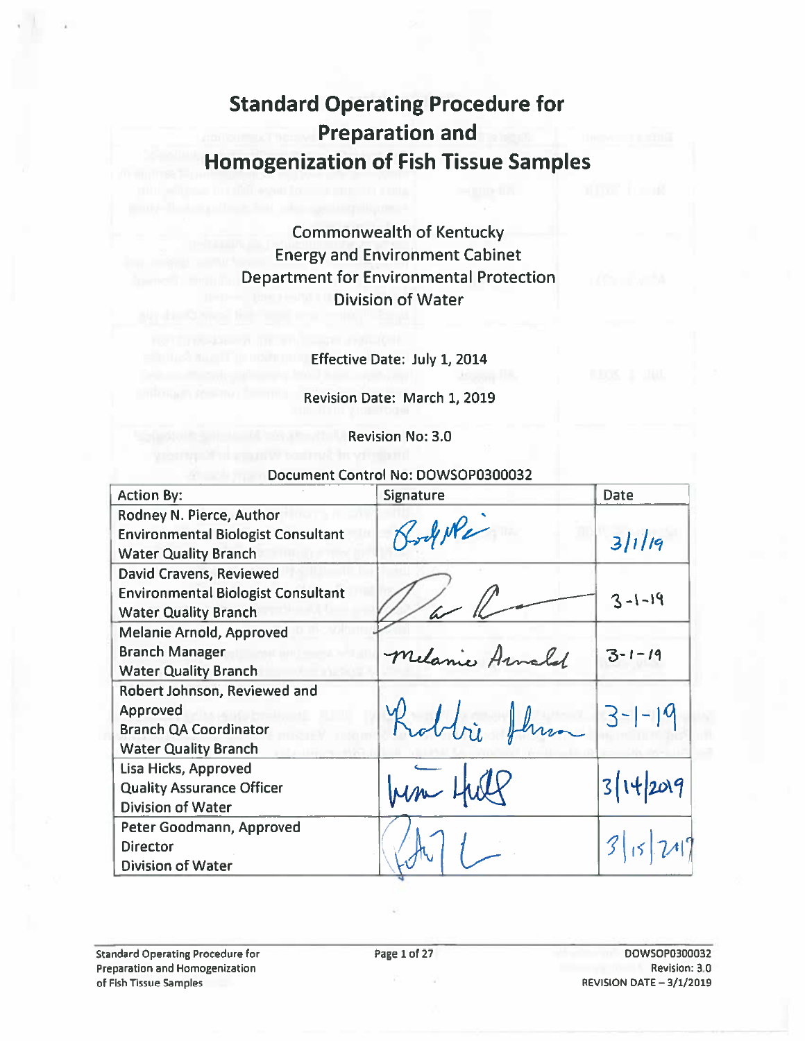# Standard Operating Procedure for Preparation and Homogenization of Fish Tissue Samples

Commonwealth of Kentucky
Energy and Environment Cabinet
Department for Environmental Protection
Division of Water

Effective Date: July 1, 2014

Revision Date: March 1, 2019

Revision No: 3.0

Document Control No: DOWSOP0300032

| Action By: | Signature | Date |
| --- | --- | --- |
| Rodney N. Pierce, Author<br>Environmental Biologist Consultant<br>Water Quality Branch | [signature] | 3/1/19 |
| David Cravens, Reviewed<br>Environmental Biologist Consultant<br>Water Quality Branch | [signature] | 3-1-19 |
| Melanie Arnold, Approved<br>Branch Manager<br>Water Quality Branch | Melanie Arnold | 3-1-19 |
| Robert Johnson, Reviewed and Approved<br>Branch QA Coordinator<br>Water Quality Branch | [signature] | 3-1-19 |
| Lisa Hicks, Approved<br>Quality Assurance Officer<br>Division of Water | [signature] | 3/14/2019 |
| Peter Goodmann, Approved<br>Director<br>Division of Water | [signature] | 3/15/2019 |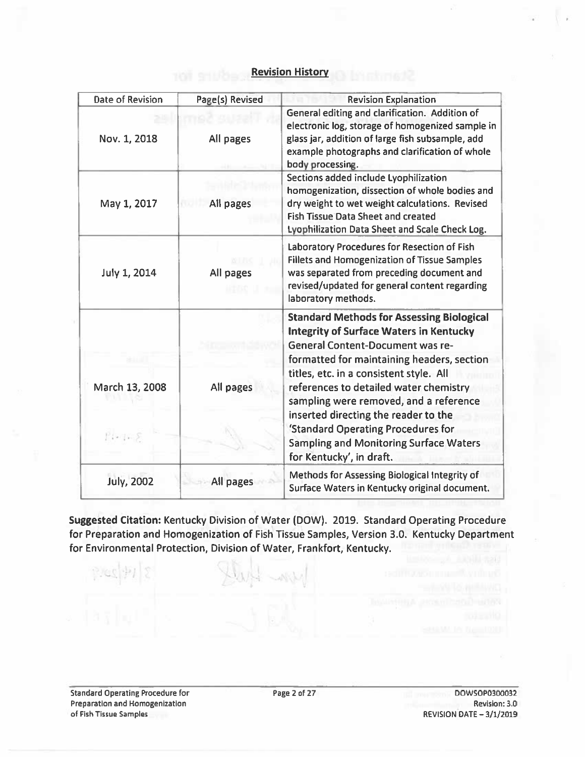## Revision History

| Date of Revision | Page(s) Revised | Revision Explanation |
|---|---|---|
| Nov. 1, 2018 | All pages | General editing and clarification. Addition of electronic log, storage of homogenized sample in glass jar, addition of large fish subsample, add example photographs and clarification of whole body processing. |
| May 1, 2017 | All pages | Sections added include Lyophilization homogenization, dissection of whole bodies and dry weight to wet weight calculations. Revised Fish Tissue Data Sheet and created Lyophilization Data Sheet and Scale Check Log. |
| July 1, 2014 | All pages | Laboratory Procedures for Resection of Fish Fillets and Homogenization of Tissue Samples was separated from preceding document and revised/updated for general content regarding laboratory methods. |
| March 13, 2008 | All pages | **Standard Methods for Assessing Biological Integrity of Surface Waters in Kentucky** General Content-Document was re-formatted for maintaining headers, section titles, etc. in a consistent style. All references to detailed water chemistry sampling were removed, and a reference inserted directing the reader to the 'Standard Operating Procedures for Sampling and Monitoring Surface Waters for Kentucky', in draft. |
| July, 2002 | All pages | Methods for Assessing Biological Integrity of Surface Waters in Kentucky original document. |

**Suggested Citation:** Kentucky Division of Water (DOW). 2019. Standard Operating Procedure for Preparation and Homogenization of Fish Tissue Samples, Version 3.0. Kentucky Department for Environmental Protection, Division of Water, Frankfort, Kentucky.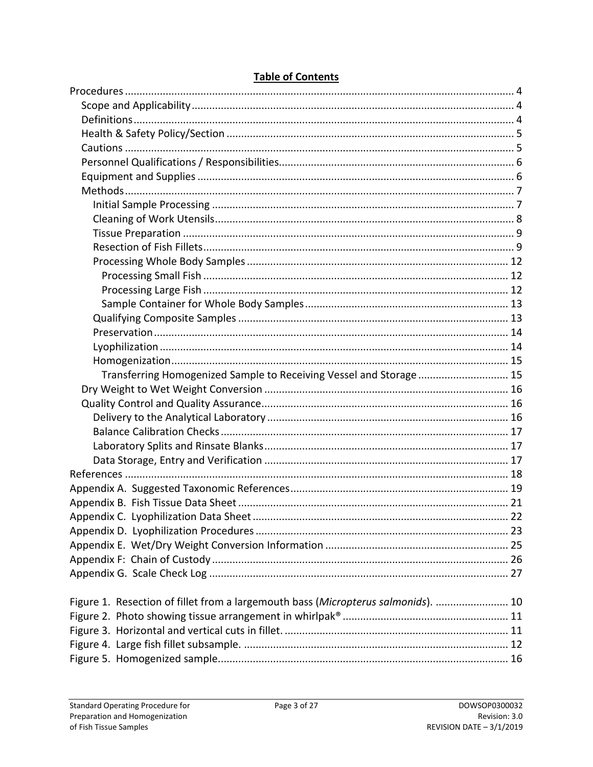**Table of Contents**

Procedures ..... 4
- Scope and Applicability ..... 4
- Definitions ..... 4
- Health & Safety Policy/Section ..... 5
- Cautions ..... 5
- Personnel Qualifications / Responsibilities ..... 6
- Equipment and Supplies ..... 6
- Methods ..... 7
  - Initial Sample Processing ..... 7
  - Cleaning of Work Utensils ..... 8
  - Tissue Preparation ..... 9
  - Resection of Fish Fillets ..... 9
  - Processing Whole Body Samples ..... 12
    - Processing Small Fish ..... 12
    - Processing Large Fish ..... 12
    - Sample Container for Whole Body Samples ..... 13
  - Qualifying Composite Samples ..... 13
  - Preservation ..... 14
  - Lyophilization ..... 14
  - Homogenization ..... 15
    - Transferring Homogenized Sample to Receiving Vessel and Storage ..... 15
- Dry Weight to Wet Weight Conversion ..... 16
- Quality Control and Quality Assurance ..... 16
  - Delivery to the Analytical Laboratory ..... 16
  - Balance Calibration Checks ..... 17
  - Laboratory Splits and Rinsate Blanks ..... 17
  - Data Storage, Entry and Verification ..... 17

References ..... 18
Appendix A. Suggested Taxonomic References ..... 19
Appendix B. Fish Tissue Data Sheet ..... 21
Appendix C. Lyophilization Data Sheet ..... 22
Appendix D. Lyophilization Procedures ..... 23
Appendix E. Wet/Dry Weight Conversion Information ..... 25
Appendix F: Chain of Custody ..... 26
Appendix G. Scale Check Log ..... 27

Figure 1. Resection of fillet from a largemouth bass (*Micropterus salmonids*). ..... 10
Figure 2. Photo showing tissue arrangement in whirlpak® ..... 11
Figure 3. Horizontal and vertical cuts in fillet. ..... 11
Figure 4. Large fish fillet subsample. ..... 12
Figure 5. Homogenized sample ..... 16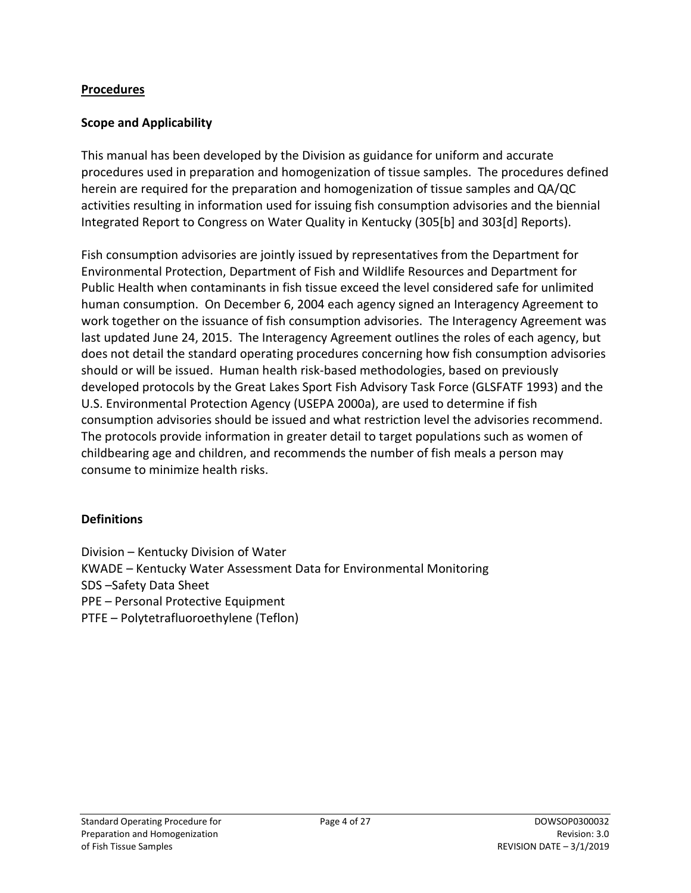## Procedures

### Scope and Applicability

This manual has been developed by the Division as guidance for uniform and accurate procedures used in preparation and homogenization of tissue samples. The procedures defined herein are required for the preparation and homogenization of tissue samples and QA/QC activities resulting in information used for issuing fish consumption advisories and the biennial Integrated Report to Congress on Water Quality in Kentucky (305[b] and 303[d] Reports).

Fish consumption advisories are jointly issued by representatives from the Department for Environmental Protection, Department of Fish and Wildlife Resources and Department for Public Health when contaminants in fish tissue exceed the level considered safe for unlimited human consumption. On December 6, 2004 each agency signed an Interagency Agreement to work together on the issuance of fish consumption advisories. The Interagency Agreement was last updated June 24, 2015. The Interagency Agreement outlines the roles of each agency, but does not detail the standard operating procedures concerning how fish consumption advisories should or will be issued. Human health risk-based methodologies, based on previously developed protocols by the Great Lakes Sport Fish Advisory Task Force (GLSFATF 1993) and the U.S. Environmental Protection Agency (USEPA 2000a), are used to determine if fish consumption advisories should be issued and what restriction level the advisories recommend. The protocols provide information in greater detail to target populations such as women of childbearing age and children, and recommends the number of fish meals a person may consume to minimize health risks.

### Definitions

Division – Kentucky Division of Water
KWADE – Kentucky Water Assessment Data for Environmental Monitoring
SDS –Safety Data Sheet
PPE – Personal Protective Equipment
PTFE – Polytetrafluoroethylene (Teflon)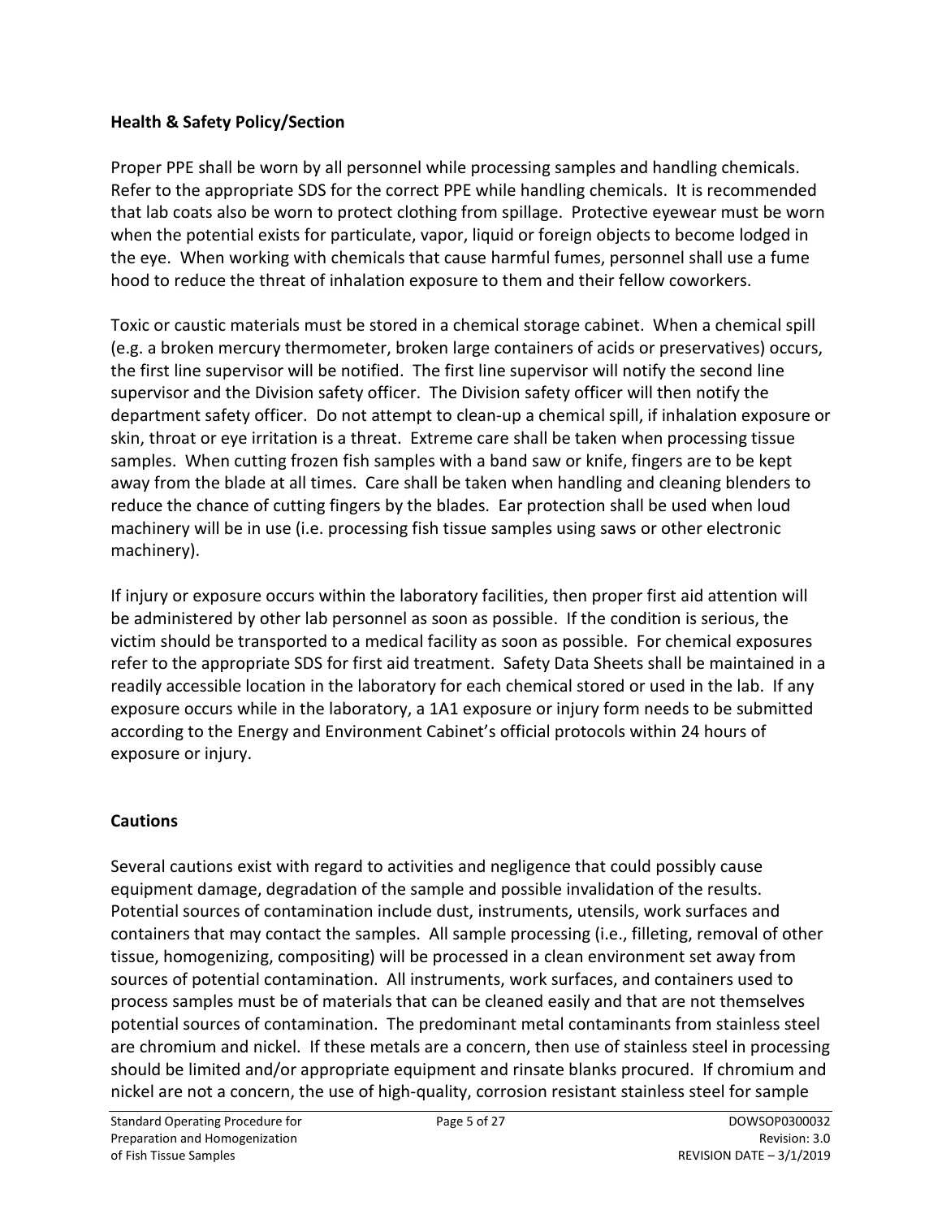**Health & Safety Policy/Section**

Proper PPE shall be worn by all personnel while processing samples and handling chemicals. Refer to the appropriate SDS for the correct PPE while handling chemicals. It is recommended that lab coats also be worn to protect clothing from spillage. Protective eyewear must be worn when the potential exists for particulate, vapor, liquid or foreign objects to become lodged in the eye. When working with chemicals that cause harmful fumes, personnel shall use a fume hood to reduce the threat of inhalation exposure to them and their fellow coworkers.

Toxic or caustic materials must be stored in a chemical storage cabinet. When a chemical spill (e.g. a broken mercury thermometer, broken large containers of acids or preservatives) occurs, the first line supervisor will be notified. The first line supervisor will notify the second line supervisor and the Division safety officer. The Division safety officer will then notify the department safety officer. Do not attempt to clean-up a chemical spill, if inhalation exposure or skin, throat or eye irritation is a threat. Extreme care shall be taken when processing tissue samples. When cutting frozen fish samples with a band saw or knife, fingers are to be kept away from the blade at all times. Care shall be taken when handling and cleaning blenders to reduce the chance of cutting fingers by the blades. Ear protection shall be used when loud machinery will be in use (i.e. processing fish tissue samples using saws or other electronic machinery).

If injury or exposure occurs within the laboratory facilities, then proper first aid attention will be administered by other lab personnel as soon as possible. If the condition is serious, the victim should be transported to a medical facility as soon as possible. For chemical exposures refer to the appropriate SDS for first aid treatment. Safety Data Sheets shall be maintained in a readily accessible location in the laboratory for each chemical stored or used in the lab. If any exposure occurs while in the laboratory, a 1A1 exposure or injury form needs to be submitted according to the Energy and Environment Cabinet's official protocols within 24 hours of exposure or injury.

**Cautions**

Several cautions exist with regard to activities and negligence that could possibly cause equipment damage, degradation of the sample and possible invalidation of the results. Potential sources of contamination include dust, instruments, utensils, work surfaces and containers that may contact the samples. All sample processing (i.e., filleting, removal of other tissue, homogenizing, compositing) will be processed in a clean environment set away from sources of potential contamination. All instruments, work surfaces, and containers used to process samples must be of materials that can be cleaned easily and that are not themselves potential sources of contamination. The predominant metal contaminants from stainless steel are chromium and nickel. If these metals are a concern, then use of stainless steel in processing should be limited and/or appropriate equipment and rinsate blanks procured. If chromium and nickel are not a concern, the use of high-quality, corrosion resistant stainless steel for sample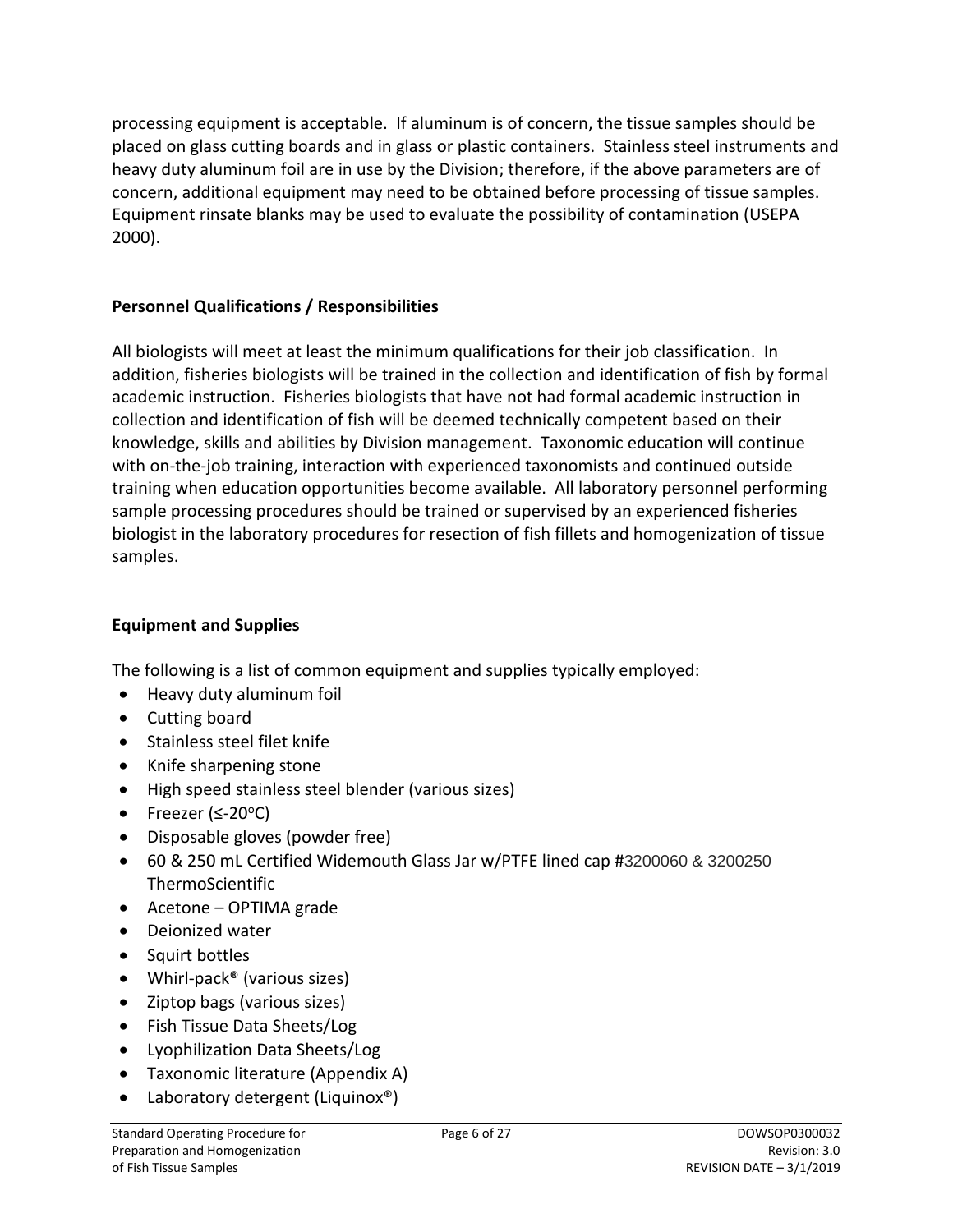processing equipment is acceptable. If aluminum is of concern, the tissue samples should be placed on glass cutting boards and in glass or plastic containers. Stainless steel instruments and heavy duty aluminum foil are in use by the Division; therefore, if the above parameters are of concern, additional equipment may need to be obtained before processing of tissue samples. Equipment rinsate blanks may be used to evaluate the possibility of contamination (USEPA 2000).

## Personnel Qualifications / Responsibilities

All biologists will meet at least the minimum qualifications for their job classification. In addition, fisheries biologists will be trained in the collection and identification of fish by formal academic instruction. Fisheries biologists that have not had formal academic instruction in collection and identification of fish will be deemed technically competent based on their knowledge, skills and abilities by Division management. Taxonomic education will continue with on-the-job training, interaction with experienced taxonomists and continued outside training when education opportunities become available. All laboratory personnel performing sample processing procedures should be trained or supervised by an experienced fisheries biologist in the laboratory procedures for resection of fish fillets and homogenization of tissue samples.

## Equipment and Supplies

The following is a list of common equipment and supplies typically employed:

- Heavy duty aluminum foil
- Cutting board
- Stainless steel filet knife
- Knife sharpening stone
- High speed stainless steel blender (various sizes)
- Freezer (≤-20°C)
- Disposable gloves (powder free)
- 60 & 250 mL Certified Widemouth Glass Jar w/PTFE lined cap #3200060 & 3200250 ThermoScientific
- Acetone – OPTIMA grade
- Deionized water
- Squirt bottles
- Whirl-pack® (various sizes)
- Ziptop bags (various sizes)
- Fish Tissue Data Sheets/Log
- Lyophilization Data Sheets/Log
- Taxonomic literature (Appendix A)
- Laboratory detergent (Liquinox®)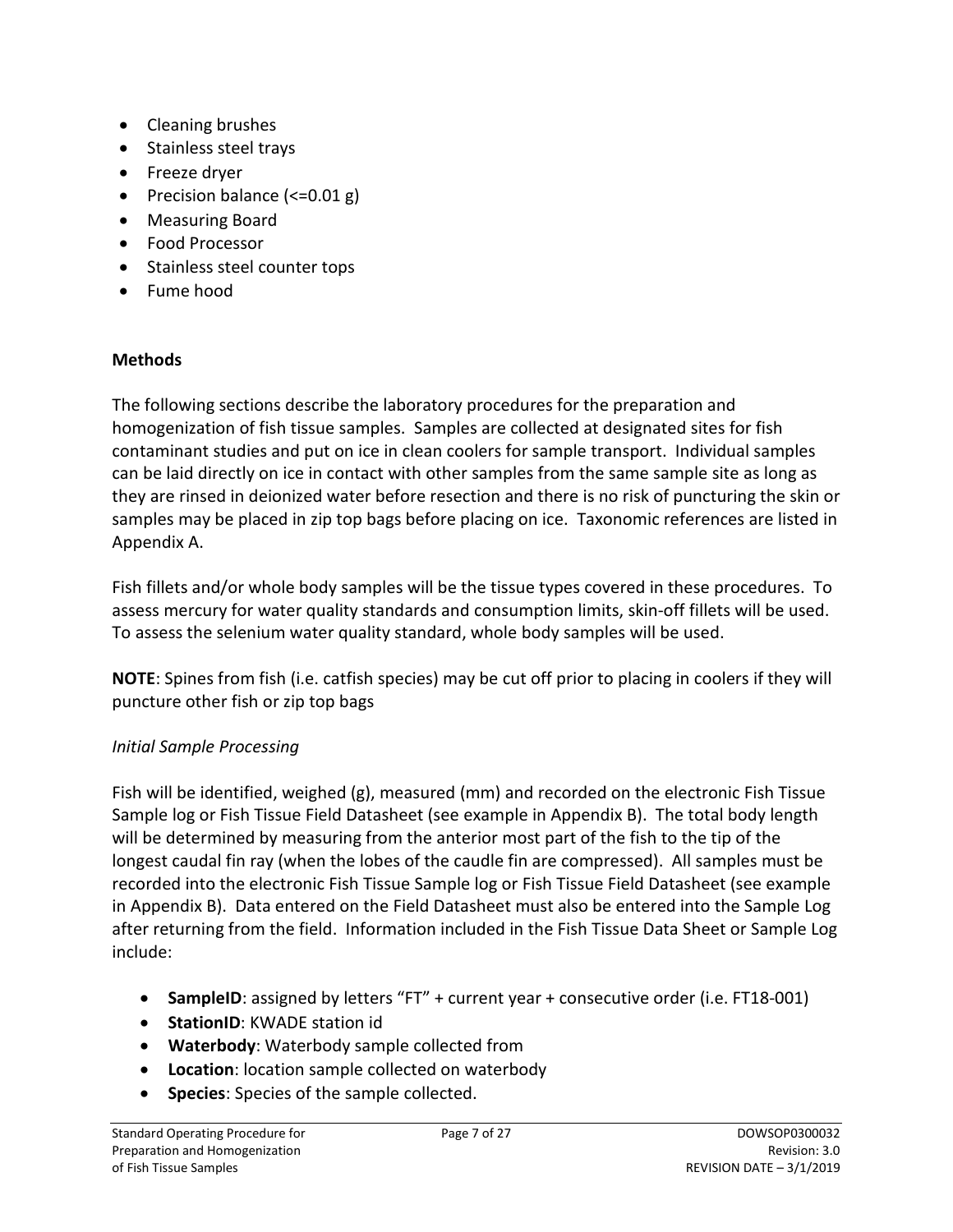- Cleaning brushes
- Stainless steel trays
- Freeze dryer
- Precision balance (<=0.01 g)
- Measuring Board
- Food Processor
- Stainless steel counter tops
- Fume hood

**Methods**

The following sections describe the laboratory procedures for the preparation and homogenization of fish tissue samples. Samples are collected at designated sites for fish contaminant studies and put on ice in clean coolers for sample transport. Individual samples can be laid directly on ice in contact with other samples from the same sample site as long as they are rinsed in deionized water before resection and there is no risk of puncturing the skin or samples may be placed in zip top bags before placing on ice. Taxonomic references are listed in Appendix A.

Fish fillets and/or whole body samples will be the tissue types covered in these procedures. To assess mercury for water quality standards and consumption limits, skin-off fillets will be used. To assess the selenium water quality standard, whole body samples will be used.

**NOTE**: Spines from fish (i.e. catfish species) may be cut off prior to placing in coolers if they will puncture other fish or zip top bags

*Initial Sample Processing*

Fish will be identified, weighed (g), measured (mm) and recorded on the electronic Fish Tissue Sample log or Fish Tissue Field Datasheet (see example in Appendix B). The total body length will be determined by measuring from the anterior most part of the fish to the tip of the longest caudal fin ray (when the lobes of the caudle fin are compressed). All samples must be recorded into the electronic Fish Tissue Sample log or Fish Tissue Field Datasheet (see example in Appendix B). Data entered on the Field Datasheet must also be entered into the Sample Log after returning from the field. Information included in the Fish Tissue Data Sheet or Sample Log include:

- **SampleID**: assigned by letters "FT" + current year + consecutive order (i.e. FT18-001)
- **StationID**: KWADE station id
- **Waterbody**: Waterbody sample collected from
- **Location**: location sample collected on waterbody
- **Species**: Species of the sample collected.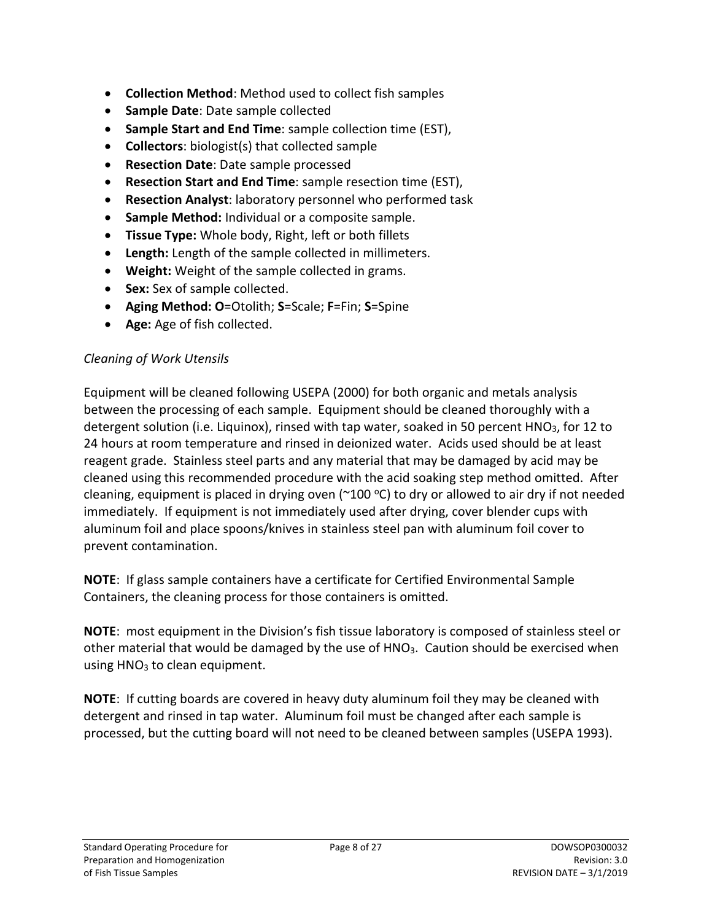- **Collection Method**: Method used to collect fish samples
- **Sample Date**: Date sample collected
- **Sample Start and End Time**: sample collection time (EST),
- **Collectors**: biologist(s) that collected sample
- **Resection Date**: Date sample processed
- **Resection Start and End Time**: sample resection time (EST),
- **Resection Analyst**: laboratory personnel who performed task
- **Sample Method:** Individual or a composite sample.
- **Tissue Type:** Whole body, Right, left or both fillets
- **Length:** Length of the sample collected in millimeters.
- **Weight:** Weight of the sample collected in grams.
- **Sex:** Sex of sample collected.
- **Aging Method: O**=Otolith; **S**=Scale; **F**=Fin; **S**=Spine
- **Age:** Age of fish collected.

*Cleaning of Work Utensils*

Equipment will be cleaned following USEPA (2000) for both organic and metals analysis between the processing of each sample. Equipment should be cleaned thoroughly with a detergent solution (i.e. Liquinox), rinsed with tap water, soaked in 50 percent $HNO_3$, for 12 to 24 hours at room temperature and rinsed in deionized water. Acids used should be at least reagent grade. Stainless steel parts and any material that may be damaged by acid may be cleaned using this recommended procedure with the acid soaking step method omitted. After cleaning, equipment is placed in drying oven (~100 $^{o}$C) to dry or allowed to air dry if not needed immediately. If equipment is not immediately used after drying, cover blender cups with aluminum foil and place spoons/knives in stainless steel pan with aluminum foil cover to prevent contamination.

**NOTE**: If glass sample containers have a certificate for Certified Environmental Sample Containers, the cleaning process for those containers is omitted.

**NOTE**: most equipment in the Division's fish tissue laboratory is composed of stainless steel or other material that would be damaged by the use of $HNO_3$. Caution should be exercised when using $HNO_3$ to clean equipment.

**NOTE**: If cutting boards are covered in heavy duty aluminum foil they may be cleaned with detergent and rinsed in tap water. Aluminum foil must be changed after each sample is processed, but the cutting board will not need to be cleaned between samples (USEPA 1993).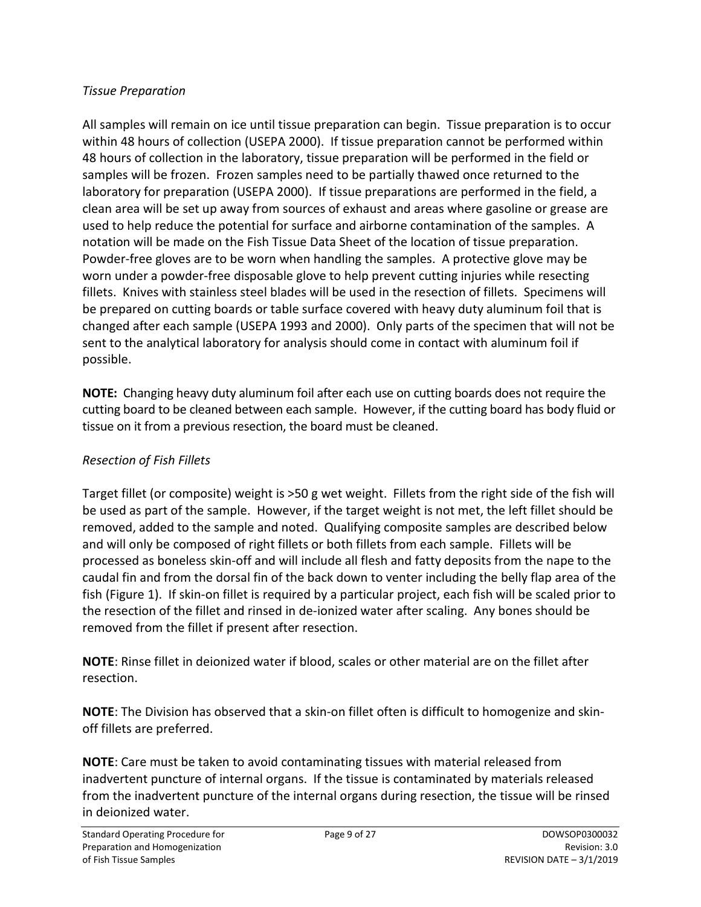*Tissue Preparation*

All samples will remain on ice until tissue preparation can begin. Tissue preparation is to occur within 48 hours of collection (USEPA 2000). If tissue preparation cannot be performed within 48 hours of collection in the laboratory, tissue preparation will be performed in the field or samples will be frozen. Frozen samples need to be partially thawed once returned to the laboratory for preparation (USEPA 2000). If tissue preparations are performed in the field, a clean area will be set up away from sources of exhaust and areas where gasoline or grease are used to help reduce the potential for surface and airborne contamination of the samples. A notation will be made on the Fish Tissue Data Sheet of the location of tissue preparation. Powder-free gloves are to be worn when handling the samples. A protective glove may be worn under a powder-free disposable glove to help prevent cutting injuries while resecting fillets. Knives with stainless steel blades will be used in the resection of fillets. Specimens will be prepared on cutting boards or table surface covered with heavy duty aluminum foil that is changed after each sample (USEPA 1993 and 2000). Only parts of the specimen that will not be sent to the analytical laboratory for analysis should come in contact with aluminum foil if possible.

**NOTE:** Changing heavy duty aluminum foil after each use on cutting boards does not require the cutting board to be cleaned between each sample. However, if the cutting board has body fluid or tissue on it from a previous resection, the board must be cleaned.

*Resection of Fish Fillets*

Target fillet (or composite) weight is >50 g wet weight. Fillets from the right side of the fish will be used as part of the sample. However, if the target weight is not met, the left fillet should be removed, added to the sample and noted. Qualifying composite samples are described below and will only be composed of right fillets or both fillets from each sample. Fillets will be processed as boneless skin-off and will include all flesh and fatty deposits from the nape to the caudal fin and from the dorsal fin of the back down to venter including the belly flap area of the fish (Figure 1). If skin-on fillet is required by a particular project, each fish will be scaled prior to the resection of the fillet and rinsed in de-ionized water after scaling. Any bones should be removed from the fillet if present after resection.

**NOTE**: Rinse fillet in deionized water if blood, scales or other material are on the fillet after resection.

**NOTE**: The Division has observed that a skin-on fillet often is difficult to homogenize and skin-off fillets are preferred.

**NOTE**: Care must be taken to avoid contaminating tissues with material released from inadvertent puncture of internal organs. If the tissue is contaminated by materials released from the inadvertent puncture of the internal organs during resection, the tissue will be rinsed in deionized water.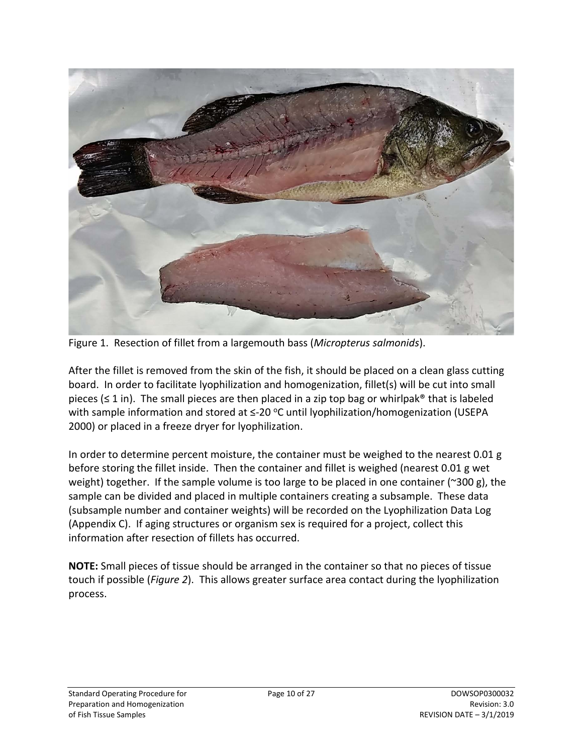Figure 1. Resection of fillet from a largemouth bass (*Micropterus salmonids*).

After the fillet is removed from the skin of the fish, it should be placed on a clean glass cutting board. In order to facilitate lyophilization and homogenization, fillet(s) will be cut into small pieces (≤ 1 in). The small pieces are then placed in a zip top bag or whirlpak® that is labeled with sample information and stored at ≤-20 °C until lyophilization/homogenization (USEPA 2000) or placed in a freeze dryer for lyophilization.

In order to determine percent moisture, the container must be weighed to the nearest 0.01 g before storing the fillet inside. Then the container and fillet is weighed (nearest 0.01 g wet weight) together. If the sample volume is too large to be placed in one container (~300 g), the sample can be divided and placed in multiple containers creating a subsample. These data (subsample number and container weights) will be recorded on the Lyophilization Data Log (Appendix C). If aging structures or organism sex is required for a project, collect this information after resection of fillets has occurred.

**NOTE:** Small pieces of tissue should be arranged in the container so that no pieces of tissue touch if possible (*Figure 2*). This allows greater surface area contact during the lyophilization process.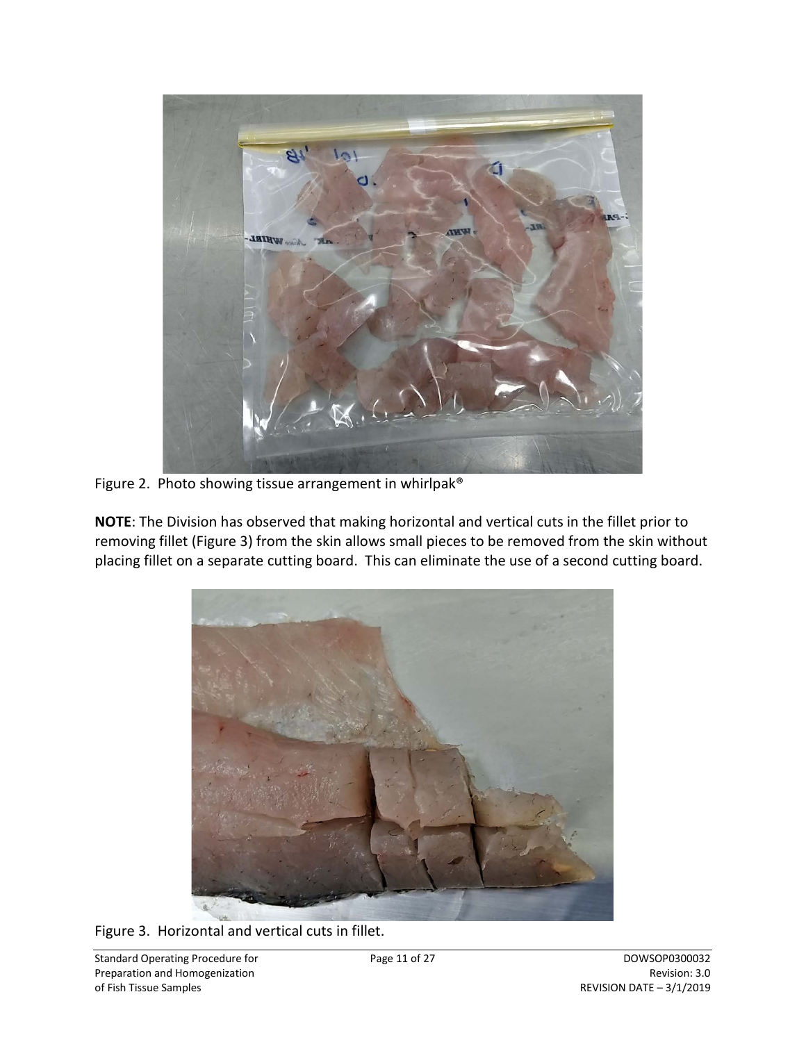Figure 2. Photo showing tissue arrangement in whirlpak®

**NOTE**: The Division has observed that making horizontal and vertical cuts in the fillet prior to removing fillet (Figure 3) from the skin allows small pieces to be removed from the skin without placing fillet on a separate cutting board. This can eliminate the use of a second cutting board.

Figure 3. Horizontal and vertical cuts in fillet.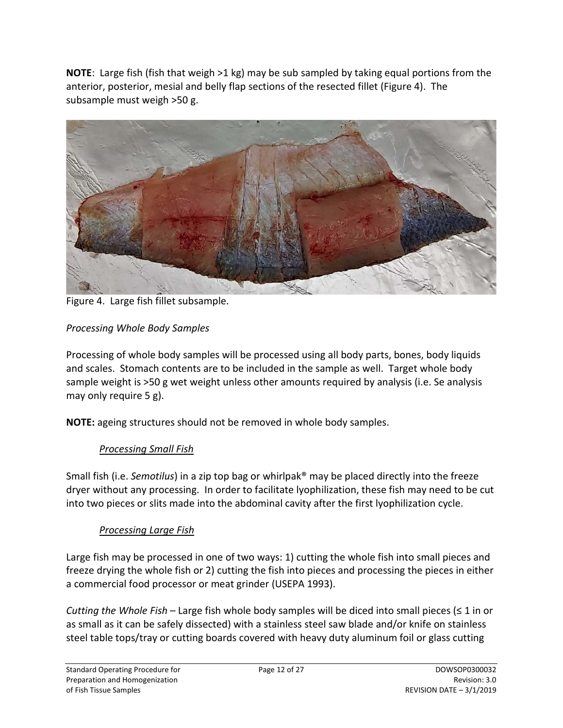**NOTE**: Large fish (fish that weigh >1 kg) may be sub sampled by taking equal portions from the anterior, posterior, mesial and belly flap sections of the resected fillet (Figure 4). The subsample must weigh >50 g.

Figure 4. Large fish fillet subsample.

*Processing Whole Body Samples*

Processing of whole body samples will be processed using all body parts, bones, body liquids and scales. Stomach contents are to be included in the sample as well. Target whole body sample weight is >50 g wet weight unless other amounts required by analysis (i.e. Se analysis may only require 5 g).

**NOTE:** ageing structures should not be removed in whole body samples.

*Processing Small Fish*

Small fish (i.e. *Semotilus*) in a zip top bag or whirlpak® may be placed directly into the freeze dryer without any processing. In order to facilitate lyophilization, these fish may need to be cut into two pieces or slits made into the abdominal cavity after the first lyophilization cycle.

*Processing Large Fish*

Large fish may be processed in one of two ways: 1) cutting the whole fish into small pieces and freeze drying the whole fish or 2) cutting the fish into pieces and processing the pieces in either a commercial food processor or meat grinder (USEPA 1993).

*Cutting the Whole Fish* – Large fish whole body samples will be diced into small pieces (≤ 1 in or as small as it can be safely dissected) with a stainless steel saw blade and/or knife on stainless steel table tops/tray or cutting boards covered with heavy duty aluminum foil or glass cutting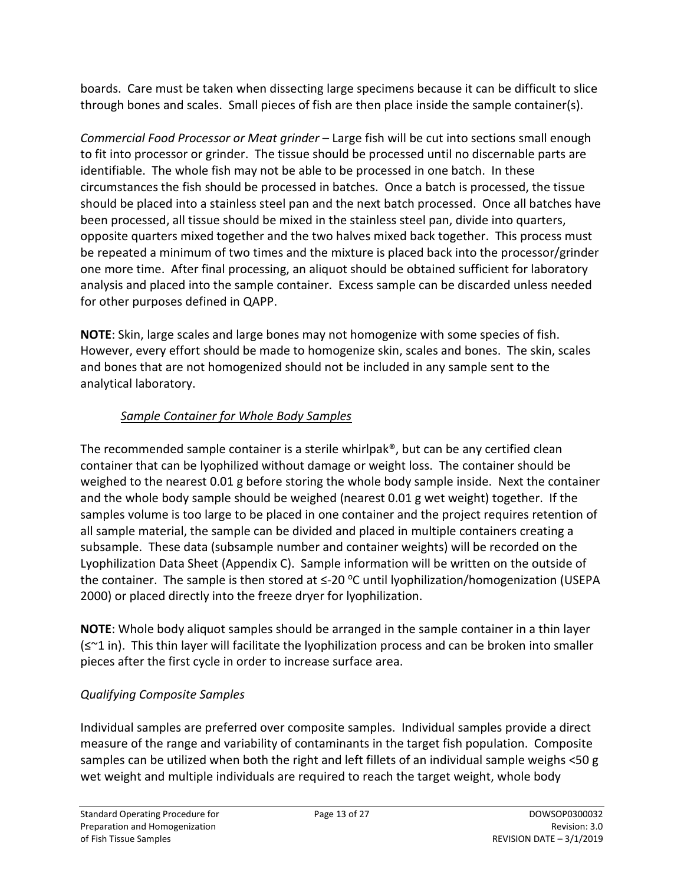boards. Care must be taken when dissecting large specimens because it can be difficult to slice through bones and scales. Small pieces of fish are then place inside the sample container(s).

*Commercial Food Processor or Meat grinder* – Large fish will be cut into sections small enough to fit into processor or grinder. The tissue should be processed until no discernable parts are identifiable. The whole fish may not be able to be processed in one batch. In these circumstances the fish should be processed in batches. Once a batch is processed, the tissue should be placed into a stainless steel pan and the next batch processed. Once all batches have been processed, all tissue should be mixed in the stainless steel pan, divide into quarters, opposite quarters mixed together and the two halves mixed back together. This process must be repeated a minimum of two times and the mixture is placed back into the processor/grinder one more time. After final processing, an aliquot should be obtained sufficient for laboratory analysis and placed into the sample container. Excess sample can be discarded unless needed for other purposes defined in QAPP.

**NOTE**: Skin, large scales and large bones may not homogenize with some species of fish. However, every effort should be made to homogenize skin, scales and bones. The skin, scales and bones that are not homogenized should not be included in any sample sent to the analytical laboratory.

*Sample Container for Whole Body Samples*

The recommended sample container is a sterile whirlpak®, but can be any certified clean container that can be lyophilized without damage or weight loss. The container should be weighed to the nearest 0.01 g before storing the whole body sample inside. Next the container and the whole body sample should be weighed (nearest 0.01 g wet weight) together. If the samples volume is too large to be placed in one container and the project requires retention of all sample material, the sample can be divided and placed in multiple containers creating a subsample. These data (subsample number and container weights) will be recorded on the Lyophilization Data Sheet (Appendix C). Sample information will be written on the outside of the container. The sample is then stored at ≤-20 °C until lyophilization/homogenization (USEPA 2000) or placed directly into the freeze dryer for lyophilization.

**NOTE**: Whole body aliquot samples should be arranged in the sample container in a thin layer (≤~1 in). This thin layer will facilitate the lyophilization process and can be broken into smaller pieces after the first cycle in order to increase surface area.

*Qualifying Composite Samples*

Individual samples are preferred over composite samples. Individual samples provide a direct measure of the range and variability of contaminants in the target fish population. Composite samples can be utilized when both the right and left fillets of an individual sample weighs <50 g wet weight and multiple individuals are required to reach the target weight, whole body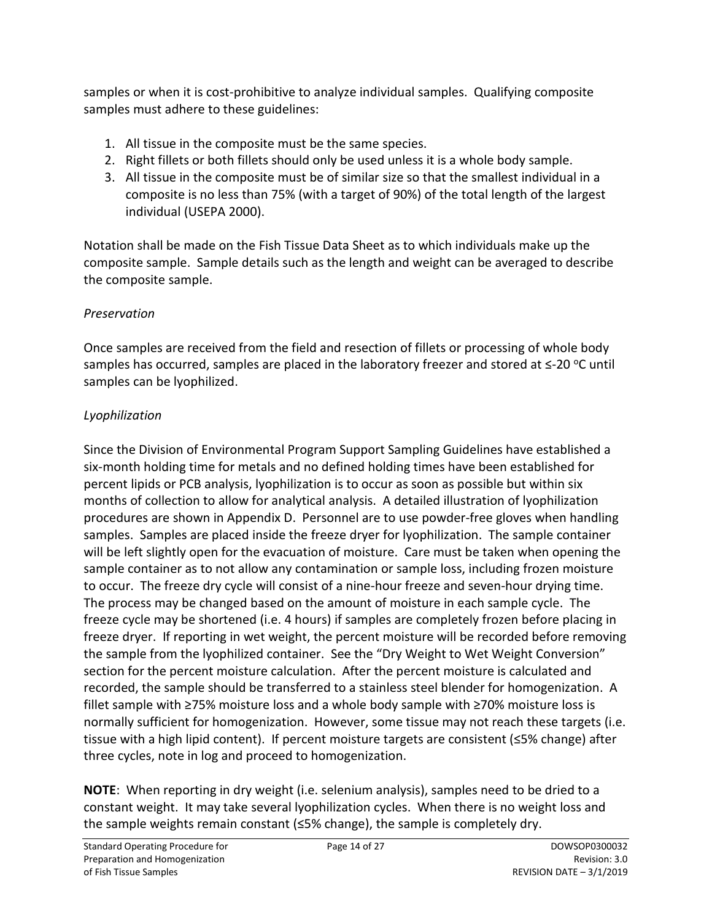samples or when it is cost-prohibitive to analyze individual samples. Qualifying composite samples must adhere to these guidelines:

1. All tissue in the composite must be the same species.
2. Right fillets or both fillets should only be used unless it is a whole body sample.
3. All tissue in the composite must be of similar size so that the smallest individual in a composite is no less than 75% (with a target of 90%) of the total length of the largest individual (USEPA 2000).

Notation shall be made on the Fish Tissue Data Sheet as to which individuals make up the composite sample. Sample details such as the length and weight can be averaged to describe the composite sample.

*Preservation*

Once samples are received from the field and resection of fillets or processing of whole body samples has occurred, samples are placed in the laboratory freezer and stored at ≤-20 $^{o}$C until samples can be lyophilized.

*Lyophilization*

Since the Division of Environmental Program Support Sampling Guidelines have established a six-month holding time for metals and no defined holding times have been established for percent lipids or PCB analysis, lyophilization is to occur as soon as possible but within six months of collection to allow for analytical analysis. A detailed illustration of lyophilization procedures are shown in Appendix D. Personnel are to use powder-free gloves when handling samples. Samples are placed inside the freeze dryer for lyophilization. The sample container will be left slightly open for the evacuation of moisture. Care must be taken when opening the sample container as to not allow any contamination or sample loss, including frozen moisture to occur. The freeze dry cycle will consist of a nine-hour freeze and seven-hour drying time. The process may be changed based on the amount of moisture in each sample cycle. The freeze cycle may be shortened (i.e. 4 hours) if samples are completely frozen before placing in freeze dryer. If reporting in wet weight, the percent moisture will be recorded before removing the sample from the lyophilized container. See the "Dry Weight to Wet Weight Conversion" section for the percent moisture calculation. After the percent moisture is calculated and recorded, the sample should be transferred to a stainless steel blender for homogenization. A fillet sample with ≥75% moisture loss and a whole body sample with ≥70% moisture loss is normally sufficient for homogenization. However, some tissue may not reach these targets (i.e. tissue with a high lipid content). If percent moisture targets are consistent (≤5% change) after three cycles, note in log and proceed to homogenization.

**NOTE**: When reporting in dry weight (i.e. selenium analysis), samples need to be dried to a constant weight. It may take several lyophilization cycles. When there is no weight loss and the sample weights remain constant (≤5% change), the sample is completely dry.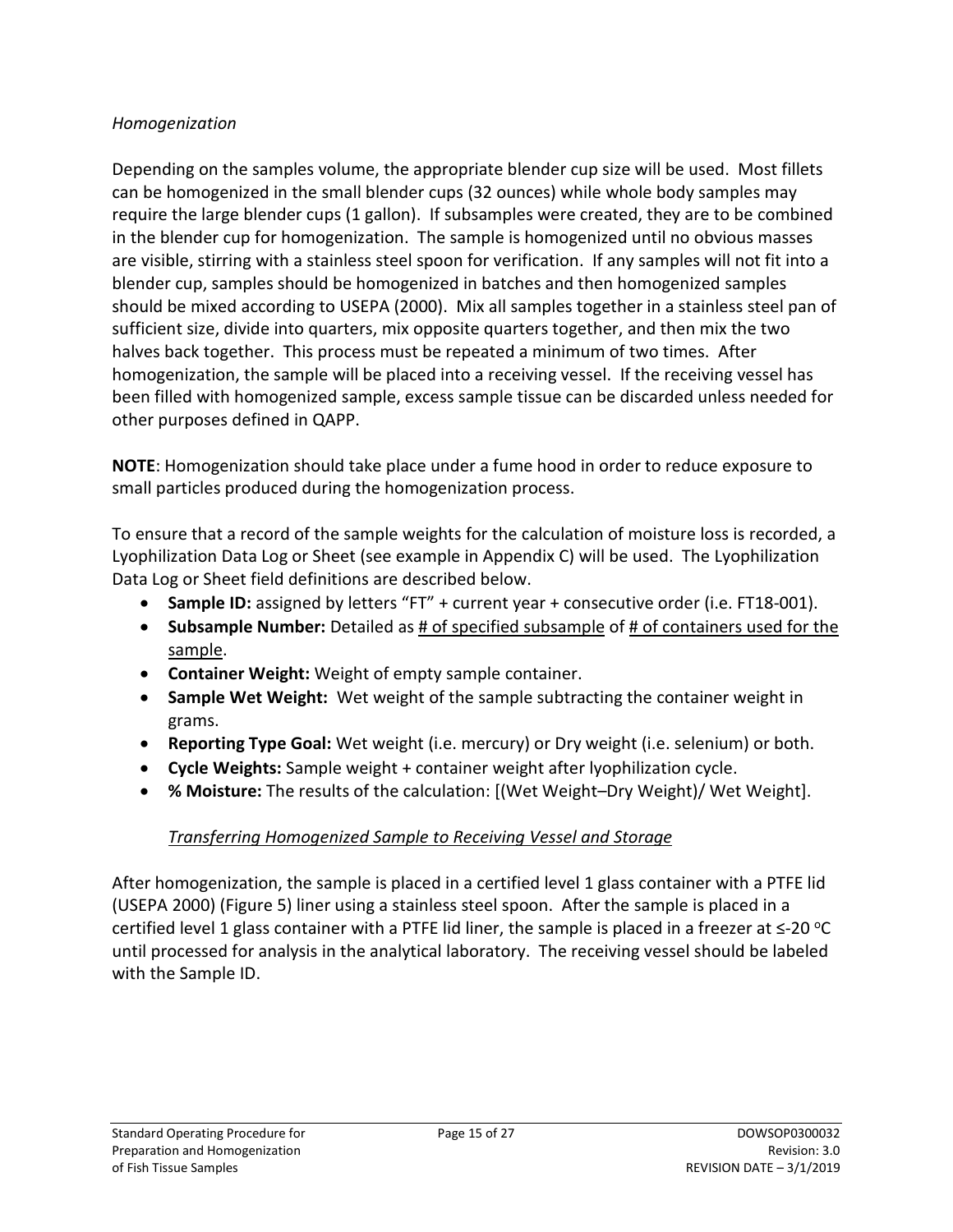*Homogenization*

Depending on the samples volume, the appropriate blender cup size will be used. Most fillets can be homogenized in the small blender cups (32 ounces) while whole body samples may require the large blender cups (1 gallon). If subsamples were created, they are to be combined in the blender cup for homogenization. The sample is homogenized until no obvious masses are visible, stirring with a stainless steel spoon for verification. If any samples will not fit into a blender cup, samples should be homogenized in batches and then homogenized samples should be mixed according to USEPA (2000). Mix all samples together in a stainless steel pan of sufficient size, divide into quarters, mix opposite quarters together, and then mix the two halves back together. This process must be repeated a minimum of two times. After homogenization, the sample will be placed into a receiving vessel. If the receiving vessel has been filled with homogenized sample, excess sample tissue can be discarded unless needed for other purposes defined in QAPP.

**NOTE**: Homogenization should take place under a fume hood in order to reduce exposure to small particles produced during the homogenization process.

To ensure that a record of the sample weights for the calculation of moisture loss is recorded, a Lyophilization Data Log or Sheet (see example in Appendix C) will be used. The Lyophilization Data Log or Sheet field definitions are described below.

- **Sample ID:** assigned by letters "FT" + current year + consecutive order (i.e. FT18-001).
- **Subsample Number:** Detailed as <u># of specified subsample</u> of <u># of containers used for the sample</u>.
- **Container Weight:** Weight of empty sample container.
- **Sample Wet Weight:** Wet weight of the sample subtracting the container weight in grams.
- **Reporting Type Goal:** Wet weight (i.e. mercury) or Dry weight (i.e. selenium) or both.
- **Cycle Weights:** Sample weight + container weight after lyophilization cycle.
- **% Moisture:** The results of the calculation: [(Wet Weight–Dry Weight)/ Wet Weight].

*<u>Transferring Homogenized Sample to Receiving Vessel and Storage</u>*

After homogenization, the sample is placed in a certified level 1 glass container with a PTFE lid (USEPA 2000) (Figure 5) liner using a stainless steel spoon. After the sample is placed in a certified level 1 glass container with a PTFE lid liner, the sample is placed in a freezer at ≤-20 $^{o}$C until processed for analysis in the analytical laboratory. The receiving vessel should be labeled with the Sample ID.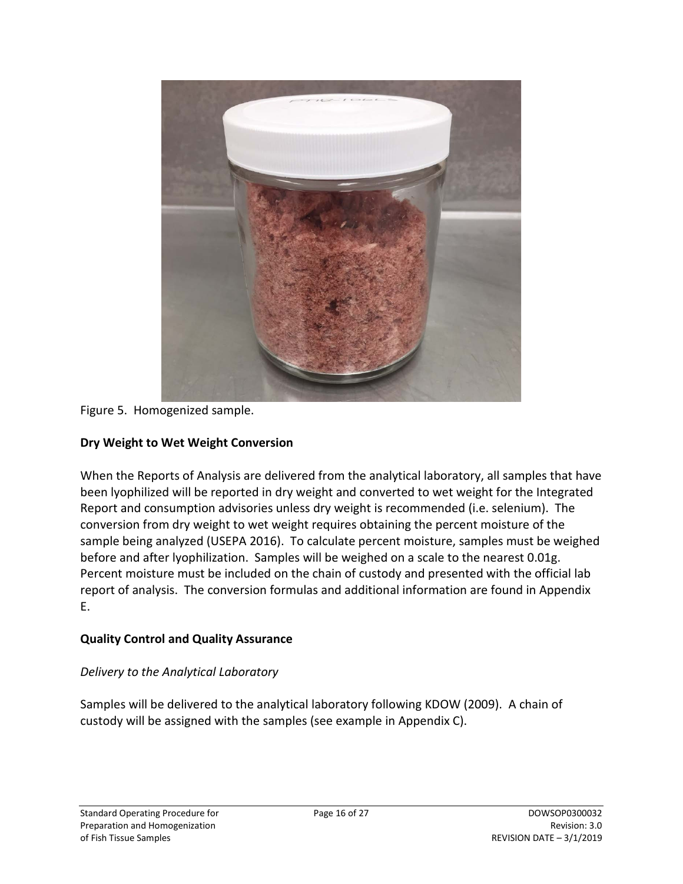Figure 5. Homogenized sample.

## Dry Weight to Wet Weight Conversion

When the Reports of Analysis are delivered from the analytical laboratory, all samples that have been lyophilized will be reported in dry weight and converted to wet weight for the Integrated Report and consumption advisories unless dry weight is recommended (i.e. selenium). The conversion from dry weight to wet weight requires obtaining the percent moisture of the sample being analyzed (USEPA 2016). To calculate percent moisture, samples must be weighed before and after lyophilization. Samples will be weighed on a scale to the nearest 0.01g. Percent moisture must be included on the chain of custody and presented with the official lab report of analysis. The conversion formulas and additional information are found in Appendix E.

## Quality Control and Quality Assurance

### *Delivery to the Analytical Laboratory*

Samples will be delivered to the analytical laboratory following KDOW (2009). A chain of custody will be assigned with the samples (see example in Appendix C).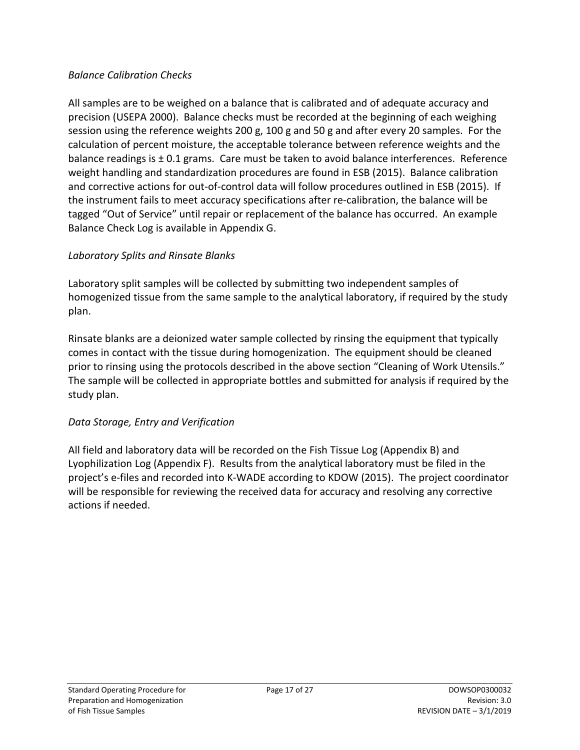*Balance Calibration Checks*

All samples are to be weighed on a balance that is calibrated and of adequate accuracy and precision (USEPA 2000). Balance checks must be recorded at the beginning of each weighing session using the reference weights 200 g, 100 g and 50 g and after every 20 samples. For the calculation of percent moisture, the acceptable tolerance between reference weights and the balance readings is ± 0.1 grams. Care must be taken to avoid balance interferences. Reference weight handling and standardization procedures are found in ESB (2015). Balance calibration and corrective actions for out-of-control data will follow procedures outlined in ESB (2015). If the instrument fails to meet accuracy specifications after re-calibration, the balance will be tagged "Out of Service" until repair or replacement of the balance has occurred. An example Balance Check Log is available in Appendix G.

*Laboratory Splits and Rinsate Blanks*

Laboratory split samples will be collected by submitting two independent samples of homogenized tissue from the same sample to the analytical laboratory, if required by the study plan.

Rinsate blanks are a deionized water sample collected by rinsing the equipment that typically comes in contact with the tissue during homogenization. The equipment should be cleaned prior to rinsing using the protocols described in the above section "Cleaning of Work Utensils." The sample will be collected in appropriate bottles and submitted for analysis if required by the study plan.

*Data Storage, Entry and Verification*

All field and laboratory data will be recorded on the Fish Tissue Log (Appendix B) and Lyophilization Log (Appendix F). Results from the analytical laboratory must be filed in the project's e-files and recorded into K-WADE according to KDOW (2015). The project coordinator will be responsible for reviewing the received data for accuracy and resolving any corrective actions if needed.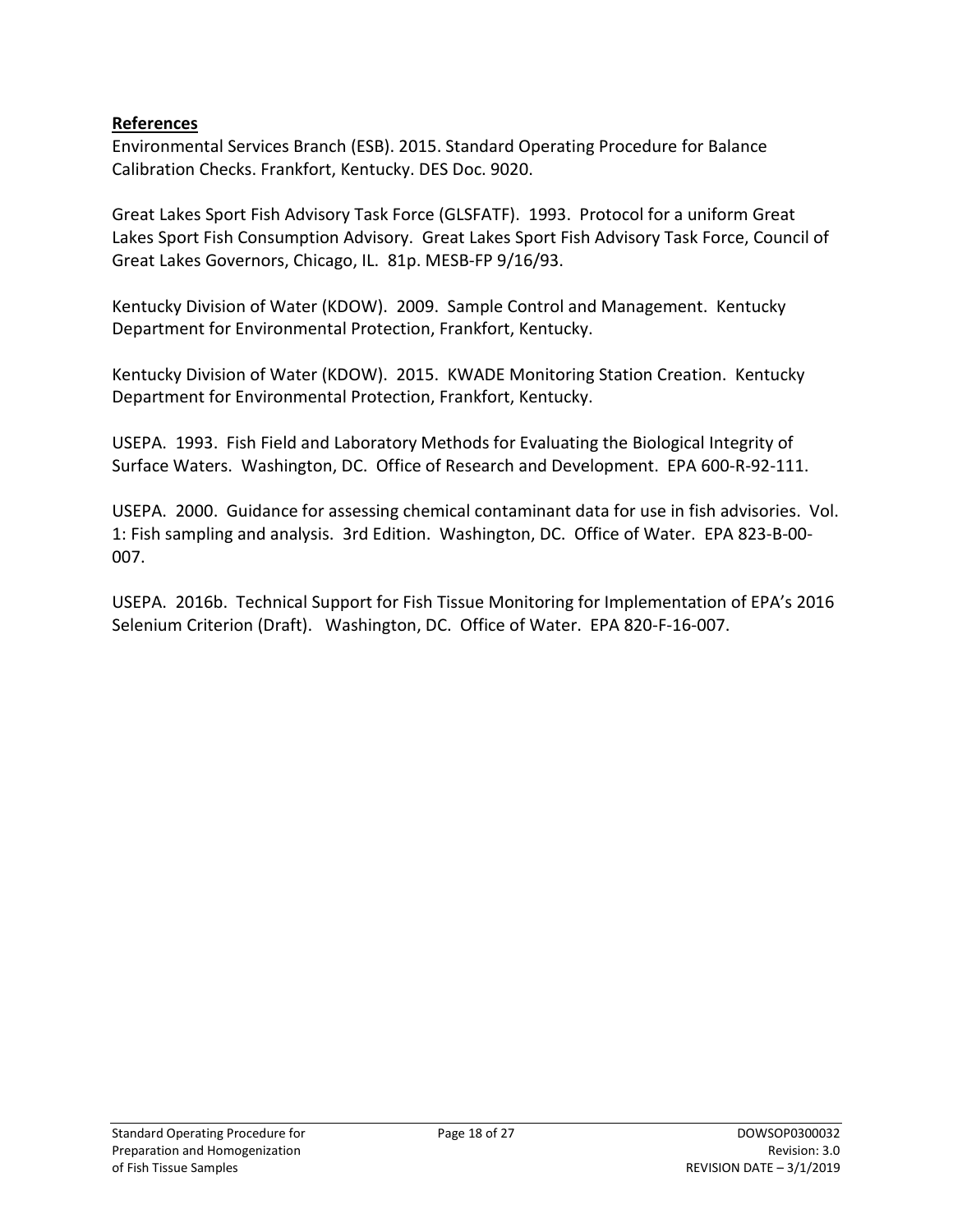**References**

Environmental Services Branch (ESB). 2015. Standard Operating Procedure for Balance Calibration Checks. Frankfort, Kentucky. DES Doc. 9020.

Great Lakes Sport Fish Advisory Task Force (GLSFATF). 1993. Protocol for a uniform Great Lakes Sport Fish Consumption Advisory. Great Lakes Sport Fish Advisory Task Force, Council of Great Lakes Governors, Chicago, IL. 81p. MESB-FP 9/16/93.

Kentucky Division of Water (KDOW). 2009. Sample Control and Management. Kentucky Department for Environmental Protection, Frankfort, Kentucky.

Kentucky Division of Water (KDOW). 2015. KWADE Monitoring Station Creation. Kentucky Department for Environmental Protection, Frankfort, Kentucky.

USEPA. 1993. Fish Field and Laboratory Methods for Evaluating the Biological Integrity of Surface Waters. Washington, DC. Office of Research and Development. EPA 600-R-92-111.

USEPA. 2000. Guidance for assessing chemical contaminant data for use in fish advisories. Vol. 1: Fish sampling and analysis. 3rd Edition. Washington, DC. Office of Water. EPA 823-B-00-007.

USEPA. 2016b. Technical Support for Fish Tissue Monitoring for Implementation of EPA's 2016 Selenium Criterion (Draft). Washington, DC. Office of Water. EPA 820-F-16-007.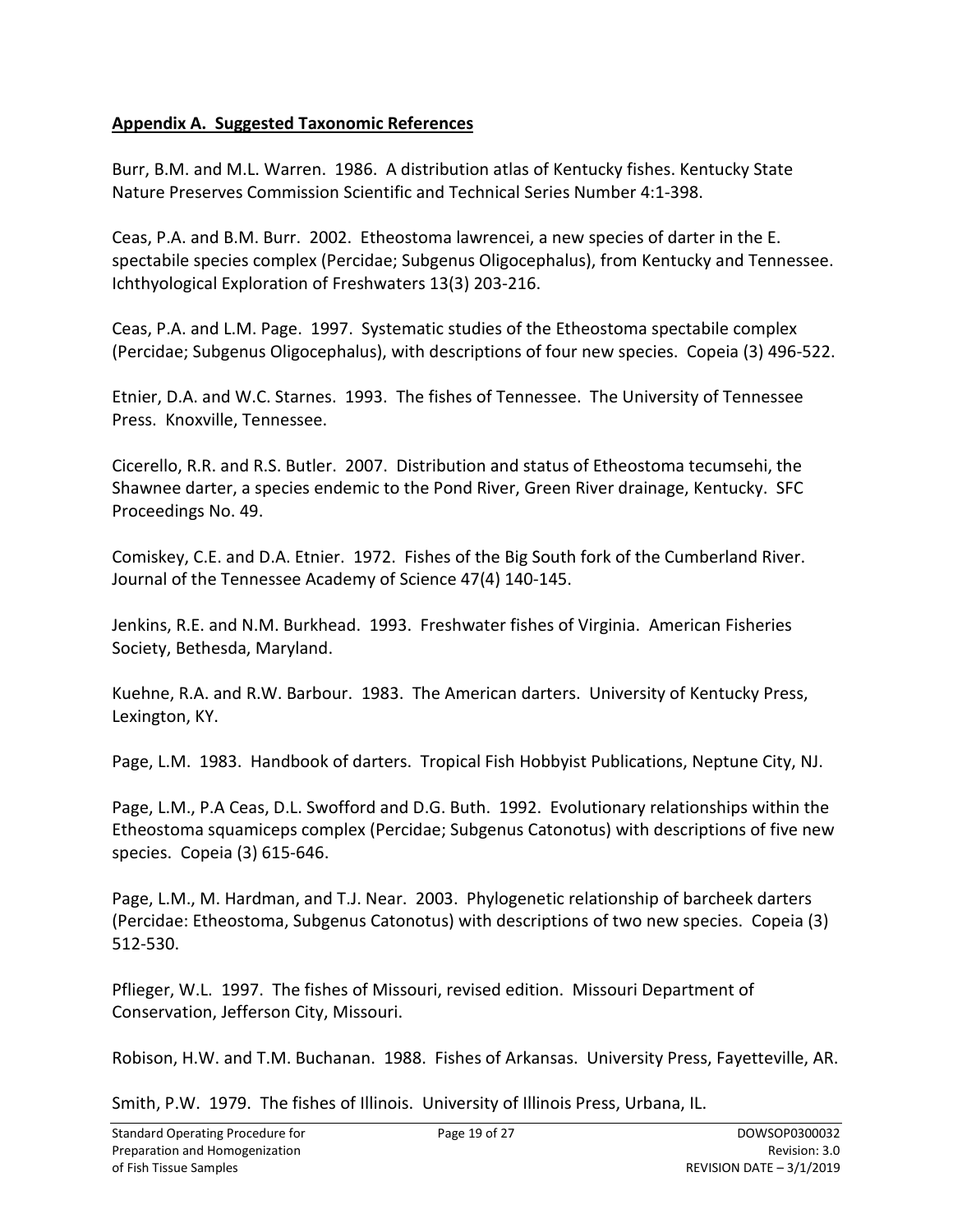## Appendix A. Suggested Taxonomic References

Burr, B.M. and M.L. Warren. 1986. A distribution atlas of Kentucky fishes. Kentucky State Nature Preserves Commission Scientific and Technical Series Number 4:1-398.

Ceas, P.A. and B.M. Burr. 2002. Etheostoma lawrencei, a new species of darter in the E. spectabile species complex (Percidae; Subgenus Oligocephalus), from Kentucky and Tennessee. Ichthyological Exploration of Freshwaters 13(3) 203-216.

Ceas, P.A. and L.M. Page. 1997. Systematic studies of the Etheostoma spectabile complex (Percidae; Subgenus Oligocephalus), with descriptions of four new species. Copeia (3) 496-522.

Etnier, D.A. and W.C. Starnes. 1993. The fishes of Tennessee. The University of Tennessee Press. Knoxville, Tennessee.

Cicerello, R.R. and R.S. Butler. 2007. Distribution and status of Etheostoma tecumsehi, the Shawnee darter, a species endemic to the Pond River, Green River drainage, Kentucky. SFC Proceedings No. 49.

Comiskey, C.E. and D.A. Etnier. 1972. Fishes of the Big South fork of the Cumberland River. Journal of the Tennessee Academy of Science 47(4) 140-145.

Jenkins, R.E. and N.M. Burkhead. 1993. Freshwater fishes of Virginia. American Fisheries Society, Bethesda, Maryland.

Kuehne, R.A. and R.W. Barbour. 1983. The American darters. University of Kentucky Press, Lexington, KY.

Page, L.M. 1983. Handbook of darters. Tropical Fish Hobbyist Publications, Neptune City, NJ.

Page, L.M., P.A Ceas, D.L. Swofford and D.G. Buth. 1992. Evolutionary relationships within the Etheostoma squamiceps complex (Percidae; Subgenus Catonotus) with descriptions of five new species. Copeia (3) 615-646.

Page, L.M., M. Hardman, and T.J. Near. 2003. Phylogenetic relationship of barcheek darters (Percidae: Etheostoma, Subgenus Catonotus) with descriptions of two new species. Copeia (3) 512-530.

Pflieger, W.L. 1997. The fishes of Missouri, revised edition. Missouri Department of Conservation, Jefferson City, Missouri.

Robison, H.W. and T.M. Buchanan. 1988. Fishes of Arkansas. University Press, Fayetteville, AR.

Smith, P.W. 1979. The fishes of Illinois. University of Illinois Press, Urbana, IL.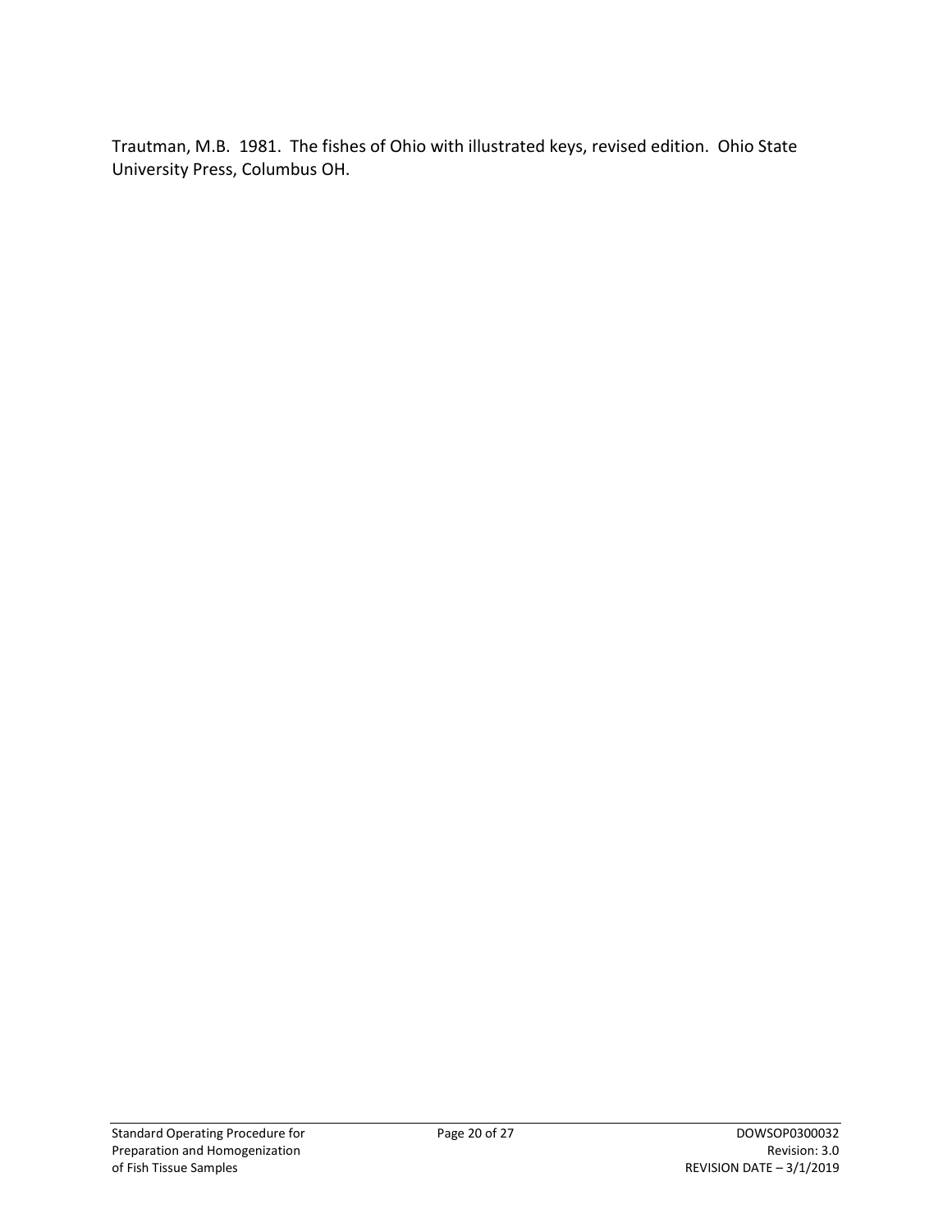Trautman, M.B. 1981. The fishes of Ohio with illustrated keys, revised edition. Ohio State University Press, Columbus OH.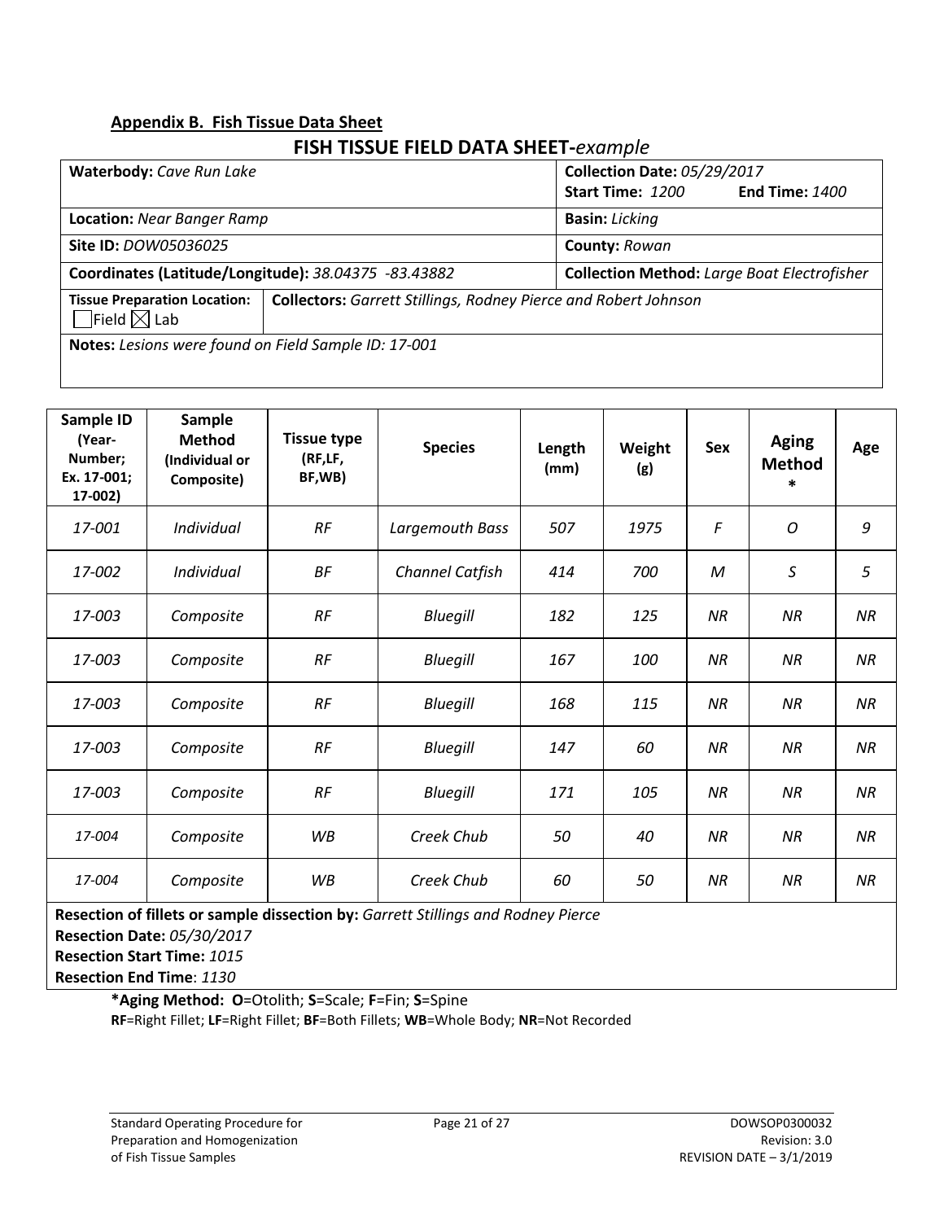## Appendix B. Fish Tissue Data Sheet

### FISH TISSUE FIELD DATA SHEET-*example*

| | | |
|---|---|---|
| **Waterbody:** *Cave Run Lake* | | **Collection Date:** *05/29/2017*<br>**Start Time:** *1200* **End Time:** *1400* |
| **Location:** *Near Banger Ramp* | | **Basin:** *Licking* |
| **Site ID:** *DOW05036025* | | **County:** *Rowan* |
| **Coordinates (Latitude/Longitude):** *38.04375 -83.43882* | | **Collection Method:** *Large Boat Electrofisher* |
| **Tissue Preparation Location:**<br>☐ Field ☒ Lab | **Collectors:** *Garrett Stillings, Rodney Pierce and Robert Johnson* | |
| **Notes:** *Lesions were found on Field Sample ID: 17-001* | | |

| Sample ID (Year-Number; Ex. 17-001; 17-002) | Sample Method (Individual or Composite) | Tissue type (RF,LF, BF,WB) | Species | Length (mm) | Weight (g) | Sex | Aging Method * | Age |
|---|---|---|---|---|---|---|---|---|
| *17-001* | *Individual* | *RF* | *Largemouth Bass* | *507* | *1975* | *F* | *O* | *9* |
| *17-002* | *Individual* | *BF* | *Channel Catfish* | *414* | *700* | *M* | *S* | *5* |
| *17-003* | *Composite* | *RF* | *Bluegill* | *182* | *125* | *NR* | *NR* | *NR* |
| *17-003* | *Composite* | *RF* | *Bluegill* | *167* | *100* | *NR* | *NR* | *NR* |
| *17-003* | *Composite* | *RF* | *Bluegill* | *168* | *115* | *NR* | *NR* | *NR* |
| *17-003* | *Composite* | *RF* | *Bluegill* | *147* | *60* | *NR* | *NR* | *NR* |
| *17-003* | *Composite* | *RF* | *Bluegill* | *171* | *105* | *NR* | *NR* | *NR* |
| *17-004* | *Composite* | *WB* | *Creek Chub* | *50* | *40* | *NR* | *NR* | *NR* |
| *17-004* | *Composite* | *WB* | *Creek Chub* | *60* | *50* | *NR* | *NR* | *NR* |

**Resection of fillets or sample dissection by:** *Garrett Stillings and Rodney Pierce*
**Resection Date:** *05/30/2017*
**Resection Start Time:** *1015*
**Resection End Time**: *1130*

**\*Aging Method: O**=Otolith; **S**=Scale; **F**=Fin; **S**=Spine
**RF**=Right Fillet; **LF**=Right Fillet; **BF**=Both Fillets; **WB**=Whole Body; **NR**=Not Recorded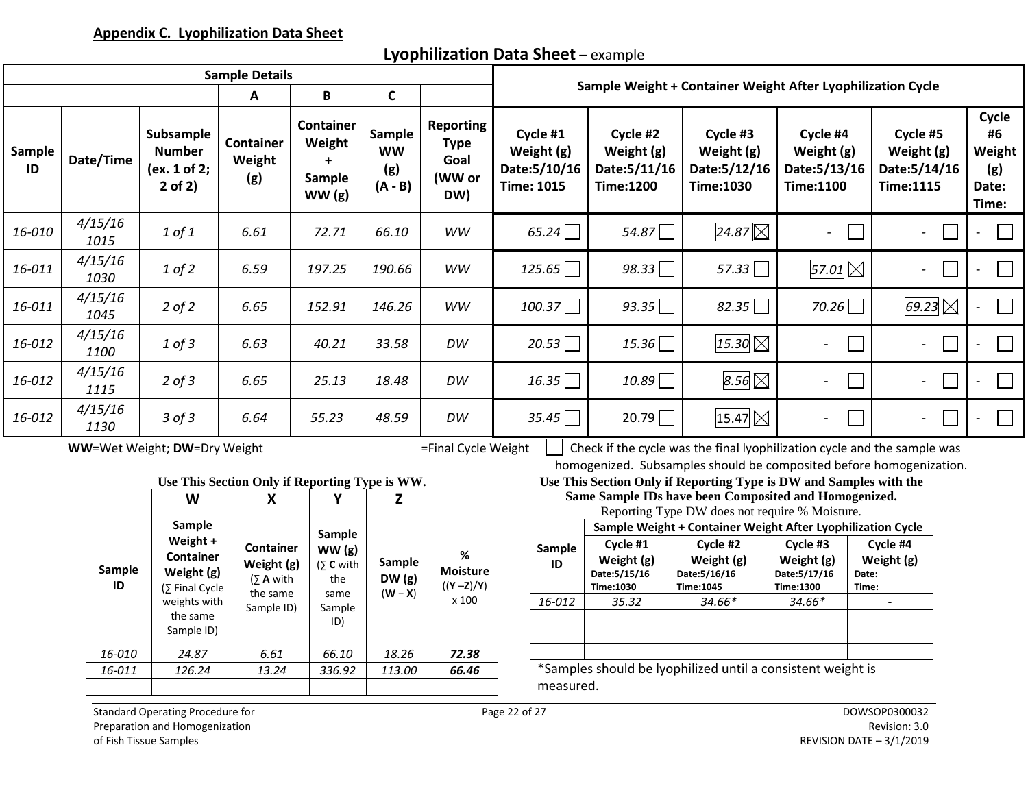**Appendix C. Lyophilization Data Sheet**

## Lyophilization Data Sheet – example

| Sample Details | | | | | | | Sample Weight + Container Weight After Lyophilization Cycle | | | | | |
|---|---|---|---|---|---|---|---|---|---|---|---|---|
| | | | A | B | C | | | | | | | |
| Sample ID | Date/Time | Subsample Number (ex. 1 of 2; 2 of 2) | Container Weight (g) | Container Weight + Sample WW (g) | Sample WW (g) (A - B) | Reporting Type Goal (WW or DW) | Cycle #1 Weight (g) Date:5/10/16 Time: 1015 | Cycle #2 Weight (g) Date:5/11/16 Time:1200 | Cycle #3 Weight (g) Date:5/12/16 Time:1030 | Cycle #4 Weight (g) Date:5/13/16 Time:1100 | Cycle #5 Weight (g) Date:5/14/16 Time:1115 | Cycle #6 Weight (g) Date: Time: |
| *16-010* | *4/15/16 1015* | *1 of 1* | *6.61* | *72.71* | *66.10* | *WW* | *65.24* ☐ | *54.87* ☐ | *24.87* ☒ | - ☐ | - ☐ | - ☐ |
| *16-011* | *4/15/16 1030* | *1 of 2* | *6.59* | *197.25* | *190.66* | *WW* | *125.65* ☐ | *98.33* ☐ | *57.33* ☐ | *57.01* ☒ | - ☐ | - ☐ |
| *16-011* | *4/15/16 1045* | *2 of 2* | *6.65* | *152.91* | *146.26* | *WW* | *100.37* ☐ | *93.35* ☐ | *82.35* ☐ | *70.26* ☐ | *69.23* ☒ | - ☐ |
| *16-012* | *4/15/16 1100* | *1 of 3* | *6.63* | *40.21* | *33.58* | *DW* | *20.53* ☐ | *15.36* ☐ | *15.30* ☒ | - ☐ | - ☐ | - ☐ |
| *16-012* | *4/15/16 1115* | *2 of 3* | *6.65* | *25.13* | *18.48* | *DW* | *16.35* ☐ | *10.89* ☐ | *8.56* ☒ | - ☐ | - ☐ | - ☐ |
| *16-012* | *4/15/16 1130* | *3 of 3* | *6.64* | *55.23* | *48.59* | *DW* | *35.45* ☐ | *20.79* ☐ | 15.47 ☒ | - ☐ | - ☐ | - ☐ |

**WW**=Wet Weight; **DW**=Dry Weight

☐ =Final Cycle Weight

☐ Check if the cycle was the final lyophilization cycle and the sample was homogenized. Subsamples should be composited before homogenization.

| Use This Section Only if Reporting Type is WW. | | | | | |
|---|---|---|---|---|---|
| | W | X | Y | Z | |
| Sample ID | Sample Weight + Container Weight (g) (∑ Final Cycle weights with the same Sample ID) | Container Weight (g) (∑ **A** with the same Sample ID) | Sample WW (g) (∑ **C** with the same Sample ID) | Sample DW (g) (**W** – **X**) | % Moisture ((**Y** –**Z**)/**Y**) x 100 |
| *16-010* | *24.87* | *6.61* | *66.10* | *18.26* | ***72.38*** |
| *16-011* | *126.24* | *13.24* | *336.92* | *113.00* | ***66.46*** |
| | | | | | |

| Use This Section Only if Reporting Type is DW and Samples with the Same Sample IDs have been Composited and Homogenized. Reporting Type DW does not require % Moisture. | | | | |
|---|---|---|---|---|
| | Sample Weight + Container Weight After Lyophilization Cycle | | | |
| Sample ID | Cycle #1 Weight (g) Date:5/15/16 Time:1030 | Cycle #2 Weight (g) Date:5/16/16 Time:1045 | Cycle #3 Weight (g) Date:5/17/16 Time:1300 | Cycle #4 Weight (g) Date: Time: |
| *16-012* | *35.32* | *34.66** | *34.66** | - |
| | | | | |
| | | | | |
| | | | | |

*Samples should be lyophilized until a consistent weight is measured.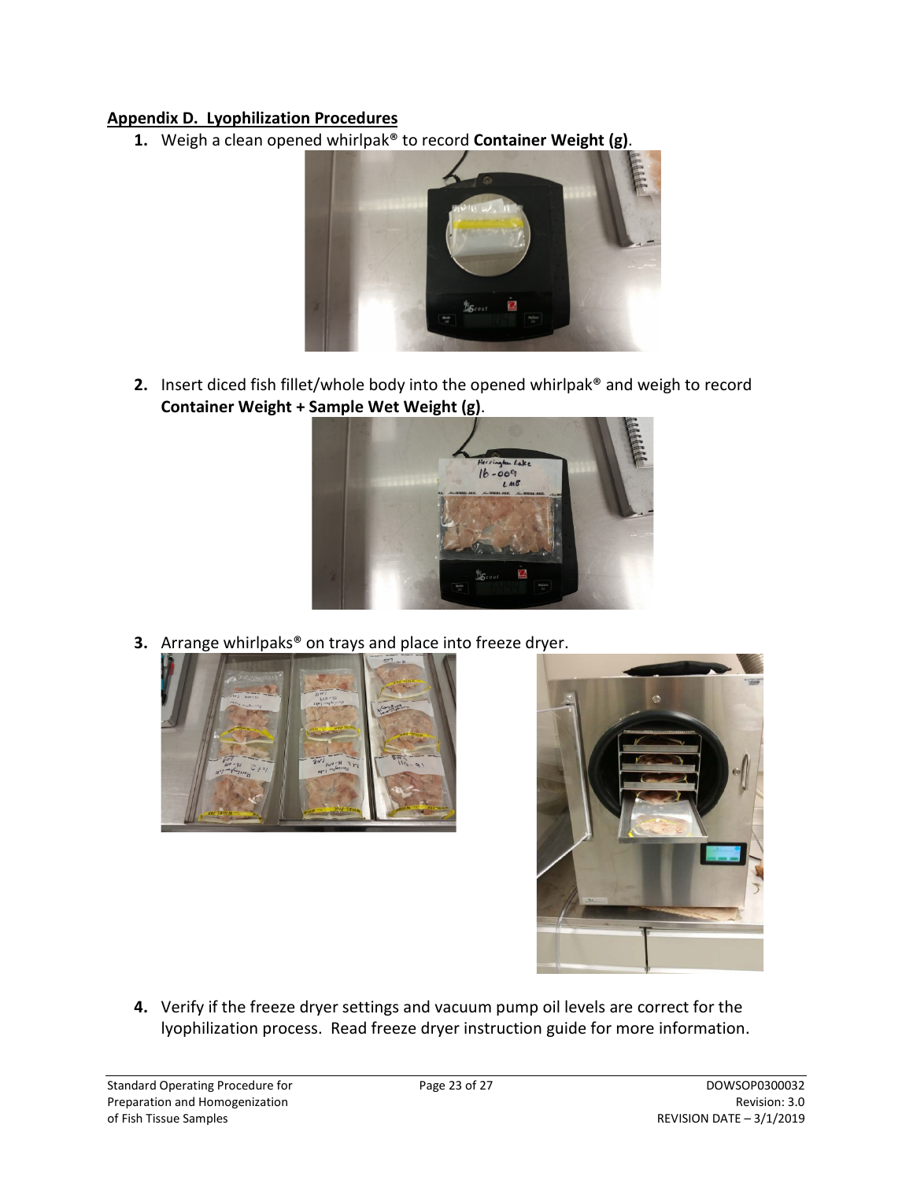**Appendix D. Lyophilization Procedures**

1. Weigh a clean opened whirlpak® to record **Container Weight (g)**.

2. Insert diced fish fillet/whole body into the opened whirlpak® and weigh to record **Container Weight + Sample Wet Weight (g)**.

3. Arrange whirlpaks® on trays and place into freeze dryer.

4. Verify if the freeze dryer settings and vacuum pump oil levels are correct for the lyophilization process. Read freeze dryer instruction guide for more information.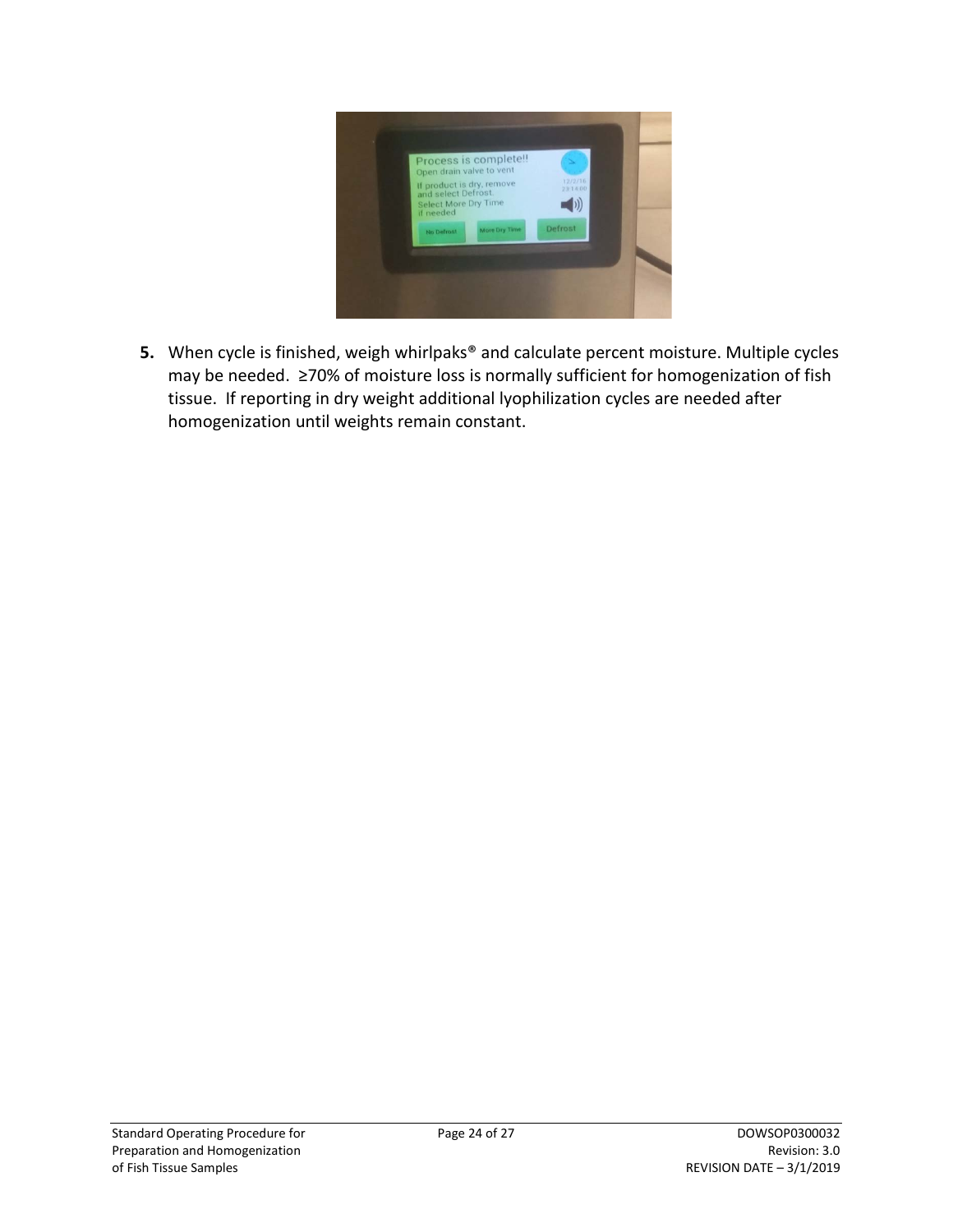5. When cycle is finished, weigh whirlpaks® and calculate percent moisture. Multiple cycles may be needed. ≥70% of moisture loss is normally sufficient for homogenization of fish tissue. If reporting in dry weight additional lyophilization cycles are needed after homogenization until weights remain constant.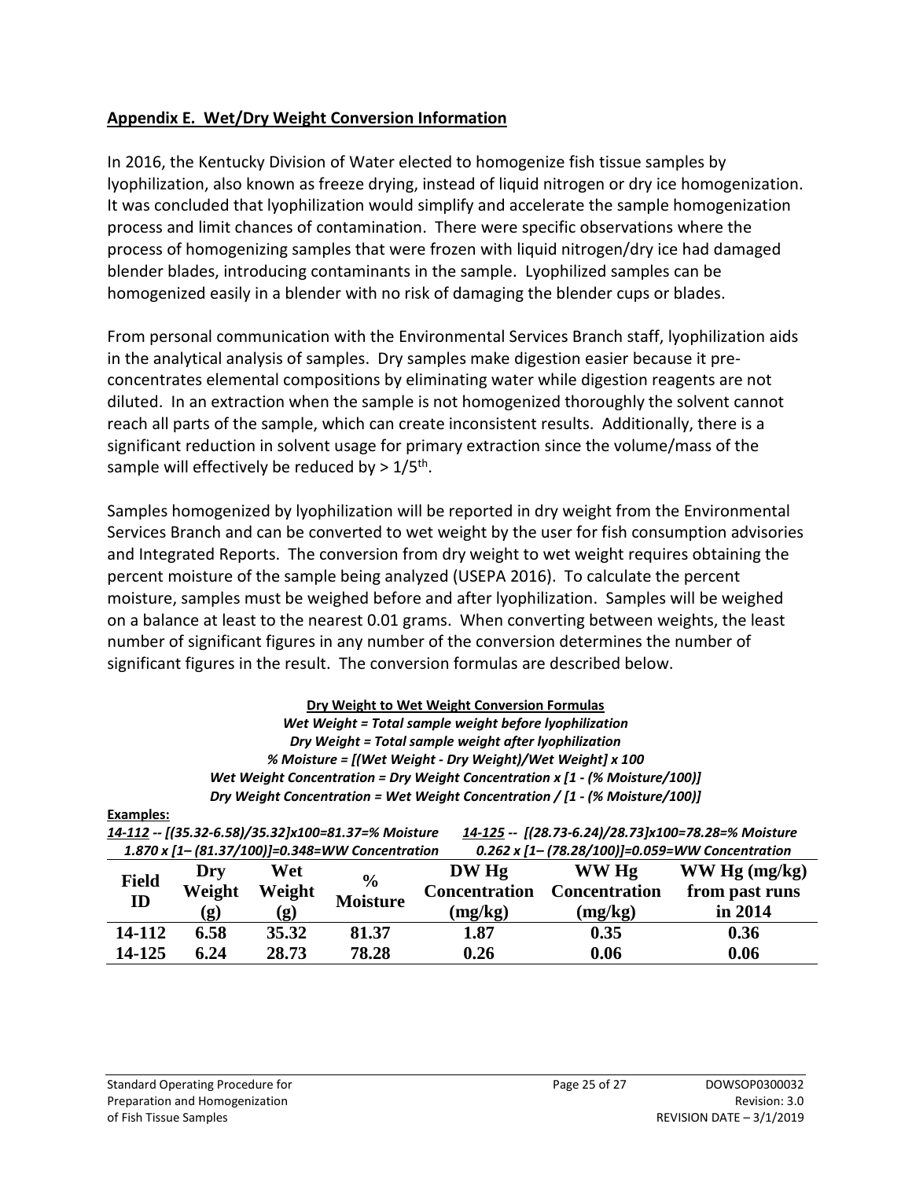## **Appendix E. Wet/Dry Weight Conversion Information**

In 2016, the Kentucky Division of Water elected to homogenize fish tissue samples by lyophilization, also known as freeze drying, instead of liquid nitrogen or dry ice homogenization. It was concluded that lyophilization would simplify and accelerate the sample homogenization process and limit chances of contamination. There were specific observations where the process of homogenizing samples that were frozen with liquid nitrogen/dry ice had damaged blender blades, introducing contaminants in the sample. Lyophilized samples can be homogenized easily in a blender with no risk of damaging the blender cups or blades.

From personal communication with the Environmental Services Branch staff, lyophilization aids in the analytical analysis of samples. Dry samples make digestion easier because it pre-concentrates elemental compositions by eliminating water while digestion reagents are not diluted. In an extraction when the sample is not homogenized thoroughly the solvent cannot reach all parts of the sample, which can create inconsistent results. Additionally, there is a significant reduction in solvent usage for primary extraction since the volume/mass of the sample will effectively be reduced by > 1/5th.

Samples homogenized by lyophilization will be reported in dry weight from the Environmental Services Branch and can be converted to wet weight by the user for fish consumption advisories and Integrated Reports. The conversion from dry weight to wet weight requires obtaining the percent moisture of the sample being analyzed (USEPA 2016). To calculate the percent moisture, samples must be weighed before and after lyophilization. Samples will be weighed on a balance at least to the nearest 0.01 grams. When converting between weights, the least number of significant figures in any number of the conversion determines the number of significant figures in the result. The conversion formulas are described below.

**Dry Weight to Wet Weight Conversion Formulas**

***Wet Weight = Total sample weight before lyophilization***

***Dry Weight = Total sample weight after lyophilization***

***% Moisture = [(Wet Weight - Dry Weight)/Wet Weight] x 100***

***Wet Weight Concentration = Dry Weight Concentration x [1 - (% Moisture/100)]***

***Dry Weight Concentration = Wet Weight Concentration / [1 - (% Moisture/100)]***

**Examples:**

*14-112 -- [(35.32-6.58)/35.32]x100=81.37=% Moisture*
*1.870 x [1– (81.37/100)]=0.348=WW Concentration*

*14-125 -- [(28.73-6.24)/28.73]x100=78.28=% Moisture*
*0.262 x [1– (78.28/100)]=0.059=WW Concentration*

| Field ID | Dry Weight (g) | Wet Weight (g) | % Moisture | DW Hg Concentration (mg/kg) | WW Hg Concentration (mg/kg) | WW Hg (mg/kg) from past runs in 2014 |
|---|---|---|---|---|---|---|
| 14-112 | 6.58 | 35.32 | 81.37 | 1.87 | 0.35 | 0.36 |
| 14-125 | 6.24 | 28.73 | 78.28 | 0.26 | 0.06 | 0.06 |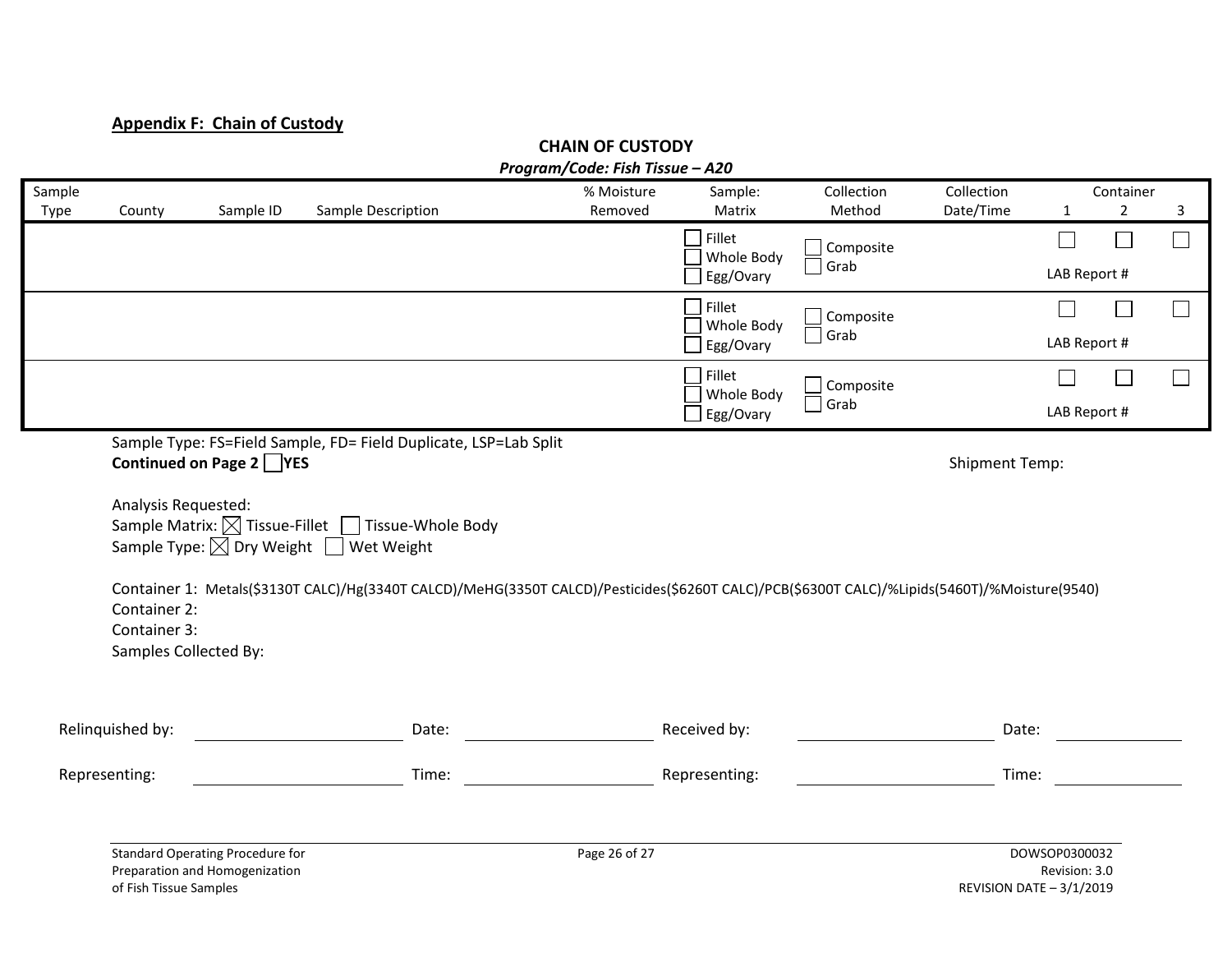## Appendix F: Chain of Custody

**CHAIN OF CUSTODY**

***Program/Code: Fish Tissue – A20***

| Sample Type | County | Sample ID | Sample Description | % Moisture Removed | Sample: Matrix | Collection Method | Collection Date/Time | Container 1 | Container 2 | Container 3 |
|---|---|---|---|---|---|---|---|---|---|---|
| | | | | | ☐ Fillet<br>☐ Whole Body<br>☐ Egg/Ovary | ☐ Composite<br>☐ Grab | | ☐<br>LAB Report # | ☐ | ☐ |
| | | | | | ☐ Fillet<br>☐ Whole Body<br>☐ Egg/Ovary | ☐ Composite<br>☐ Grab | | ☐<br>LAB Report # | ☐ | ☐ |
| | | | | | ☐ Fillet<br>☐ Whole Body<br>☐ Egg/Ovary | ☐ Composite<br>☐ Grab | | ☐<br>LAB Report # | ☐ | ☐ |

Sample Type: FS=Field Sample, FD= Field Duplicate, LSP=Lab Split

**Continued on Page 2** ☐ **YES**

Shipment Temp:

Analysis Requested:

Sample Matrix: ☒ Tissue-Fillet ☐ Tissue-Whole Body

Sample Type: ☒ Dry Weight ☐ Wet Weight

Container 1: Metals($3130T CALC)/Hg(3340T CALCD)/MeHG(3350T CALCD)/Pesticides($6260T CALC)/PCB($6300T CALC)/%Lipids(5460T)/%Moisture(9540)

Container 2:

Container 3:

Samples Collected By:

Relinquished by: ____________________ Date: ____________________ Received by: ____________________ Date: ____________

Representing: ____________________ Time: ____________________ Representing: ____________________ Time: ____________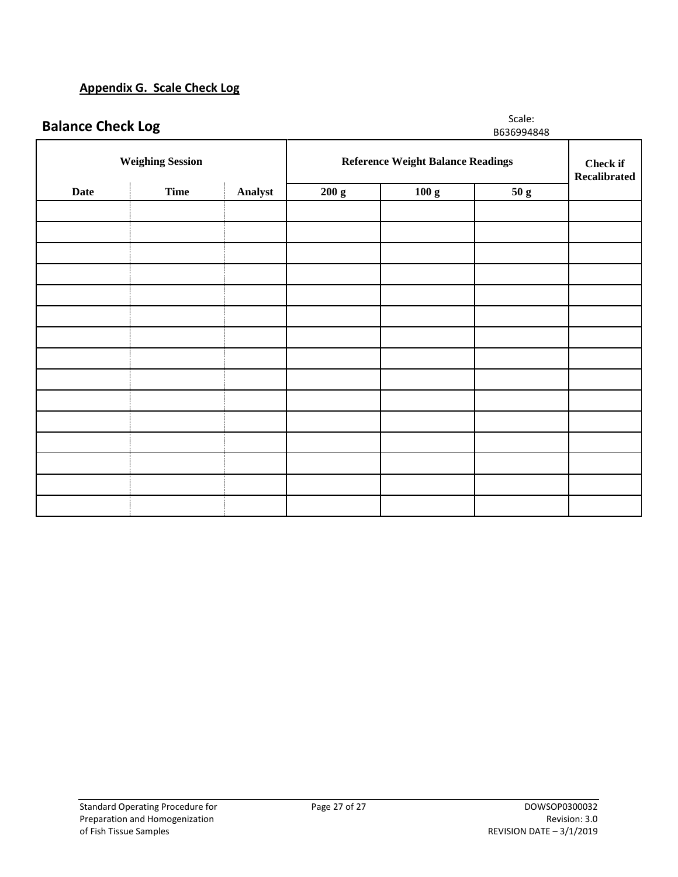**Appendix G. Scale Check Log**

## Balance Check Log

Scale: B636994848

| Weighing Session | | | Reference Weight Balance Readings | | | Check if Recalibrated |
|---|---|---|---|---|---|---|
| Date | Time | Analyst | 200 g | 100 g | 50 g | |
| | | | | | | |
| | | | | | | |
| | | | | | | |
| | | | | | | |
| | | | | | | |
| | | | | | | |
| | | | | | | |
| | | | | | | |
| | | | | | | |
| | | | | | | |
| | | | | | | |
| | | | | | | |
| | | | | | | |
| | | | | | | |
| | | | | | | |